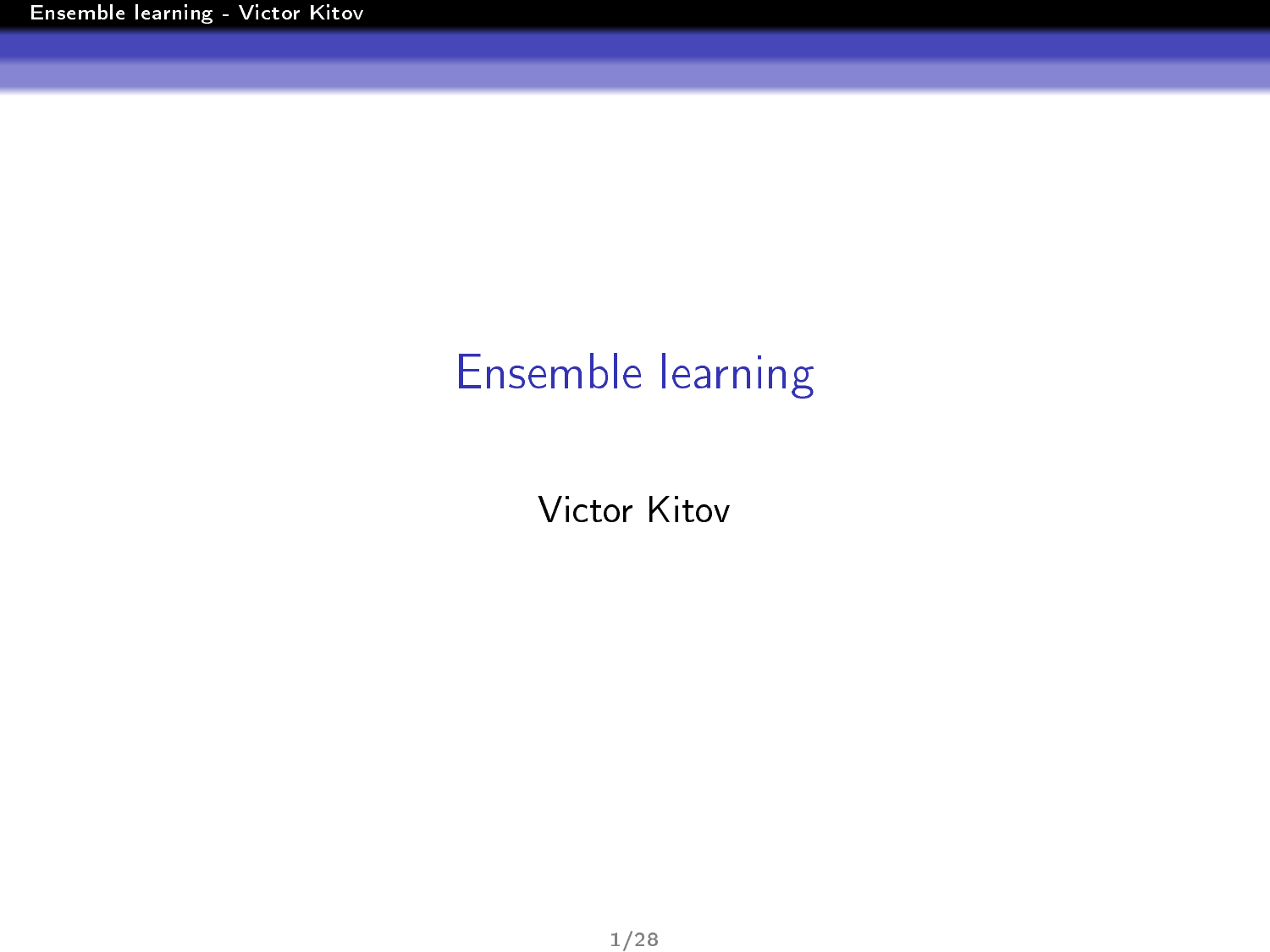# Ensemble learning

Victor Kitov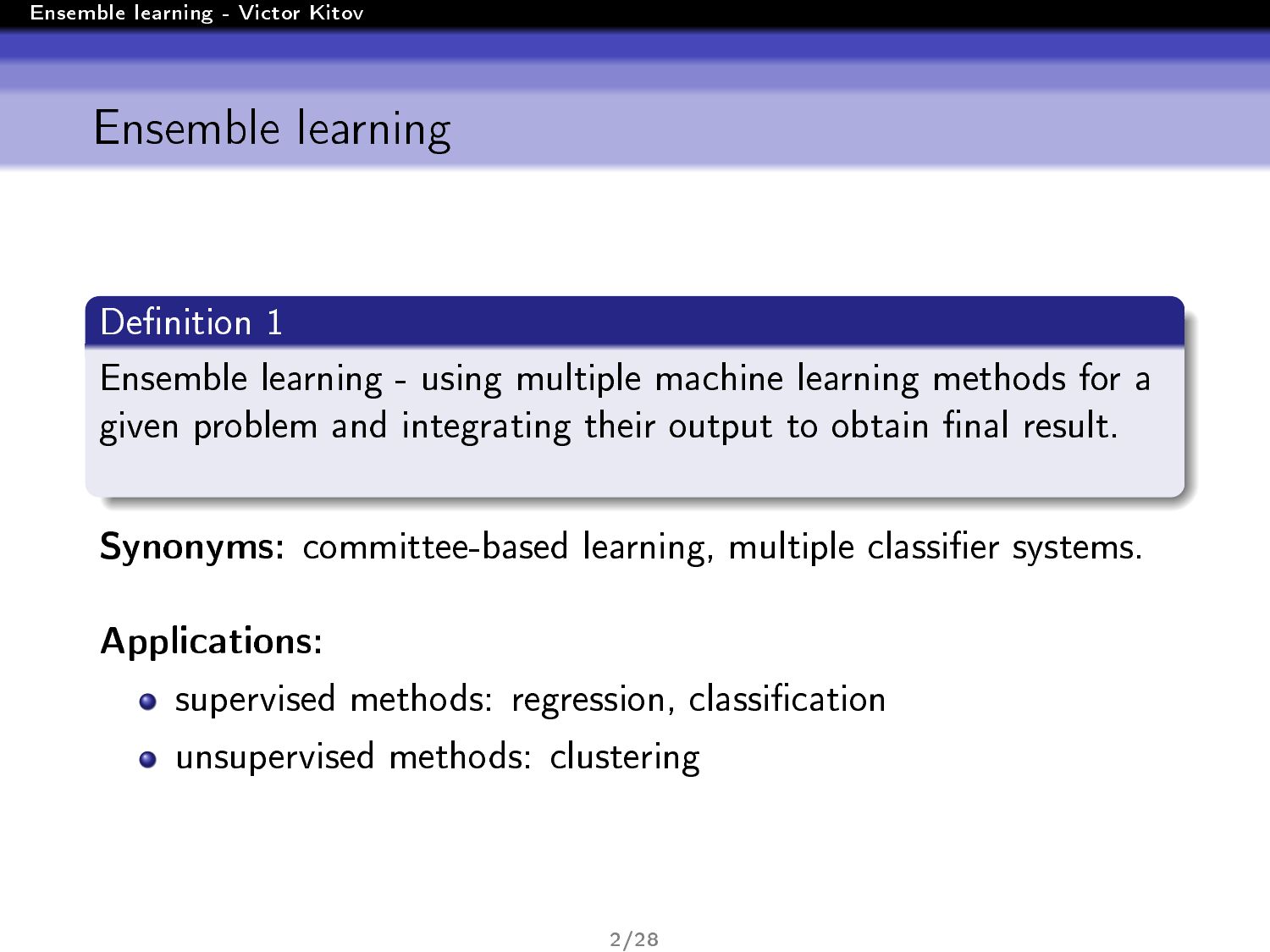# Ensemble learning

**Definition 1**

Ensemble learning - using multiple machine learning methods for a given problem and integrating their output to obtain final result.

**Synonyms:** committee-based learning, multiple classifier systems.

**Applications:**

- supervised methods: regression, classification
- unsupervised methods: clustering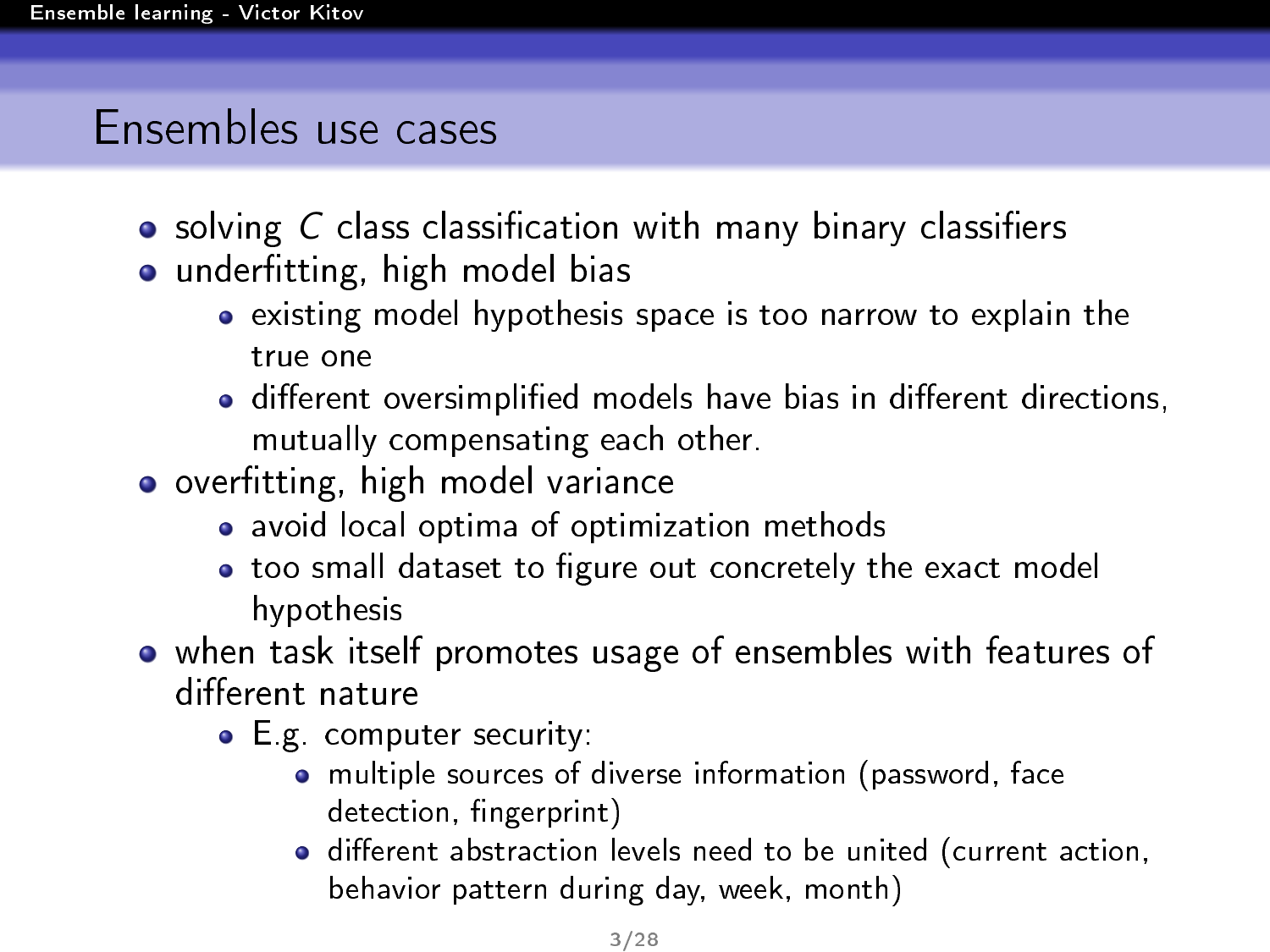# Ensembles use cases

- solving $C$ class classification with many binary classifiers
- underfitting, high model bias
  - existing model hypothesis space is too narrow to explain the true one
  - different oversimplified models have bias in different directions, mutually compensating each other.
- overfitting, high model variance
  - avoid local optima of optimization methods
  - too small dataset to figure out concretely the exact model hypothesis
- when task itself promotes usage of ensembles with features of different nature
  - E.g. computer security:
    - multiple sources of diverse information (password, face detection, fingerprint)
    - different abstraction levels need to be united (current action, behavior pattern during day, week, month)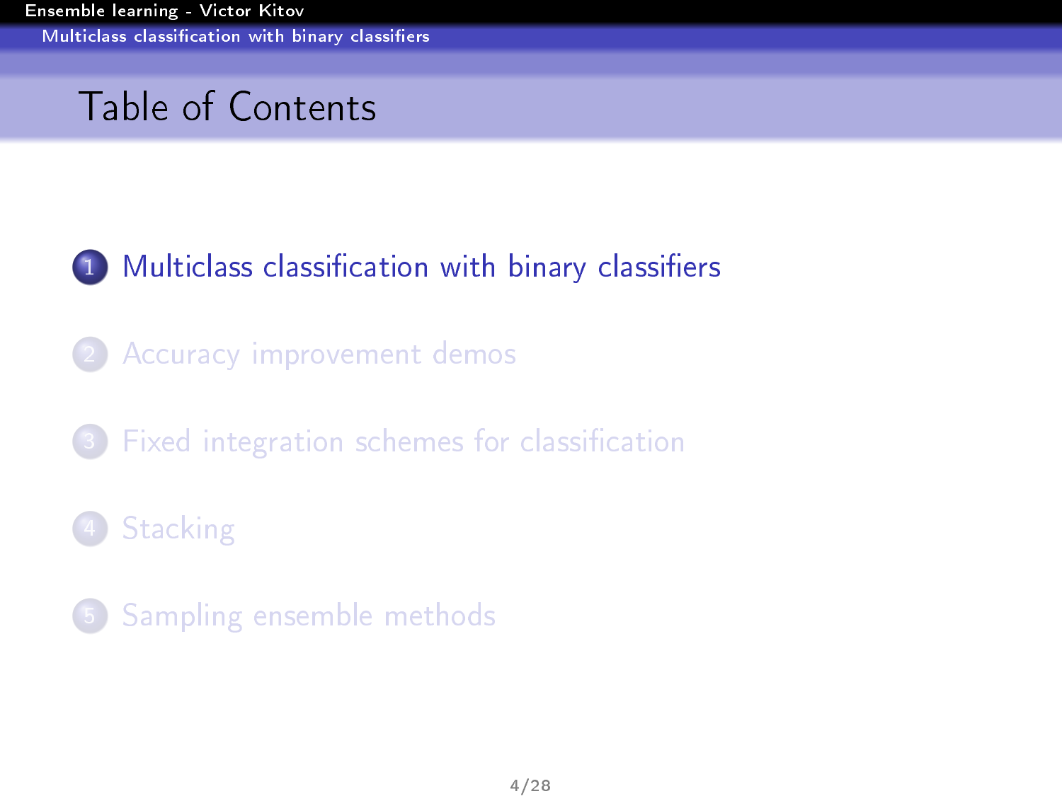# Table of Contents

1. Multiclass classification with binary classifiers
2. Accuracy improvement demos
3. Fixed integration schemes for classification
4. Stacking
5. Sampling ensemble methods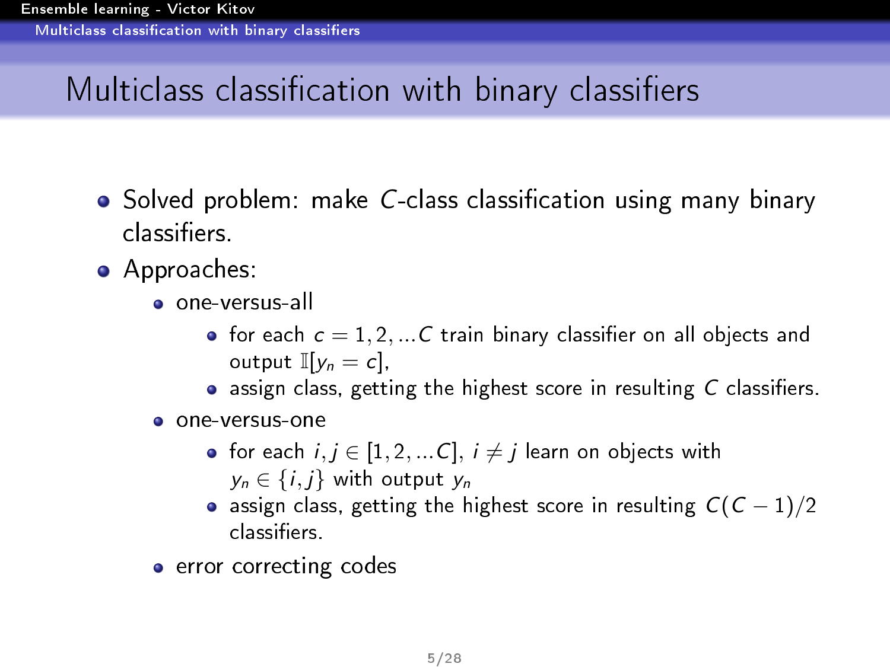# Multiclass classification with binary classifiers

- Solved problem: make $C$-class classification using many binary classifiers.
- Approaches:
  - one-versus-all
    - for each $c = 1, 2, ...C$ train binary classifier on all objects and output $\mathbb{I}[y_n = c]$,
    - assign class, getting the highest score in resulting $C$ classifiers.
  - one-versus-one
    - for each $i, j \in [1, 2, ...C]$, $i \neq j$ learn on objects with $y_n \in \{i, j\}$ with output $y_n$
    - assign class, getting the highest score in resulting $C(C-1)/2$ classifiers.
  - error correcting codes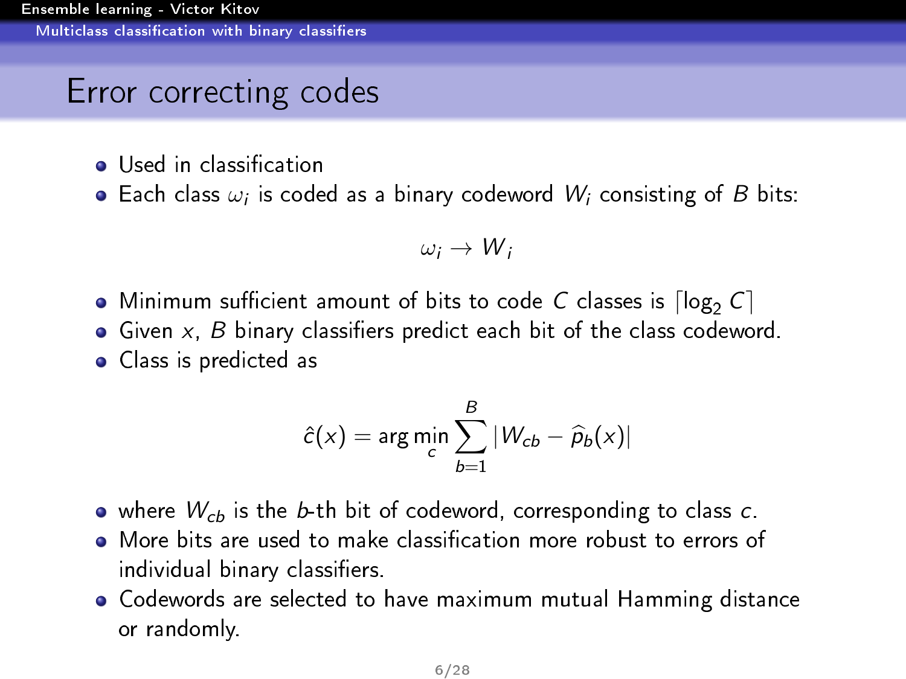## Error correcting codes

- Used in classification
- Each class $\omega_i$ is coded as a binary codeword $W_i$ consisting of $B$ bits:

$$\omega_i \to W_i$$

- Minimum sufficient amount of bits to code $C$ classes is $\lceil \log_2 C \rceil$
- Given $x$, $B$ binary classifiers predict each bit of the class codeword.
- Class is predicted as

$$\hat{c}(x) = \arg\min_c \sum_{b=1}^{B} |W_{cb} - \widehat{p}_b(x)|$$

- where $W_{cb}$ is the $b$-th bit of codeword, corresponding to class $c$.
- More bits are used to make classification more robust to errors of individual binary classifiers.
- Codewords are selected to have maximum mutual Hamming distance or randomly.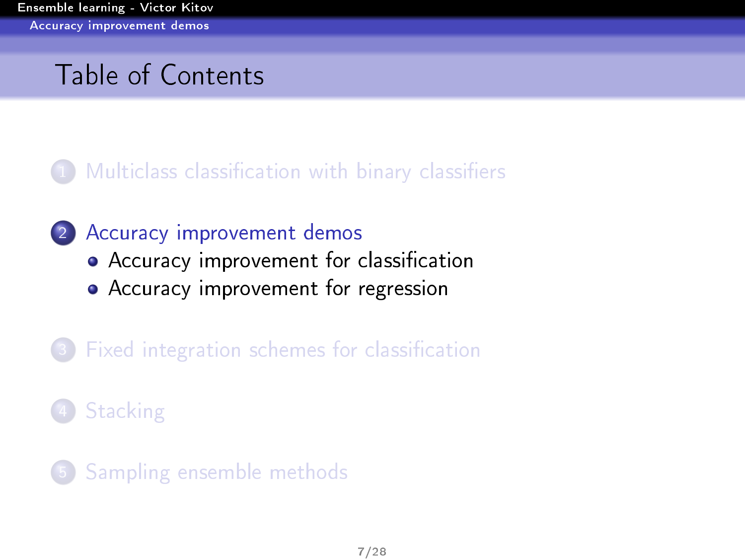# Table of Contents

1. Multiclass classification with binary classifiers

2. Accuracy improvement demos
   - Accuracy improvement for classification
   - Accuracy improvement for regression

3. Fixed integration schemes for classification

4. Stacking

5. Sampling ensemble methods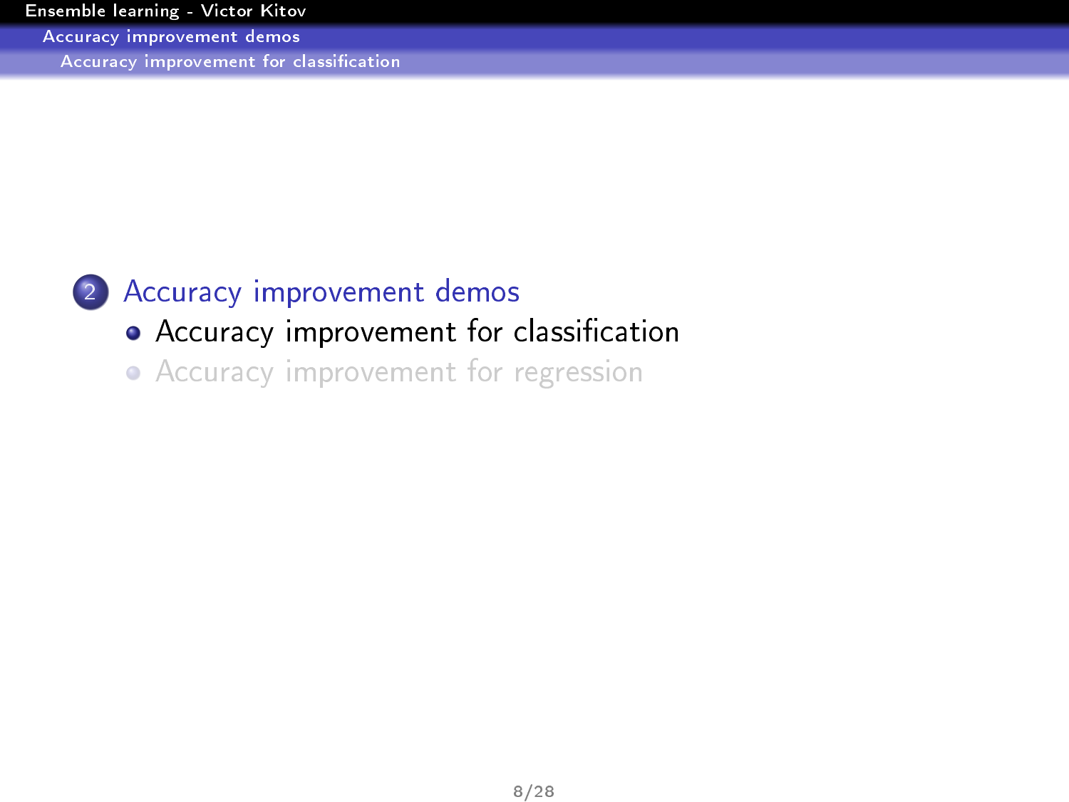2. Accuracy improvement demos
   - Accuracy improvement for classification
   - Accuracy improvement for regression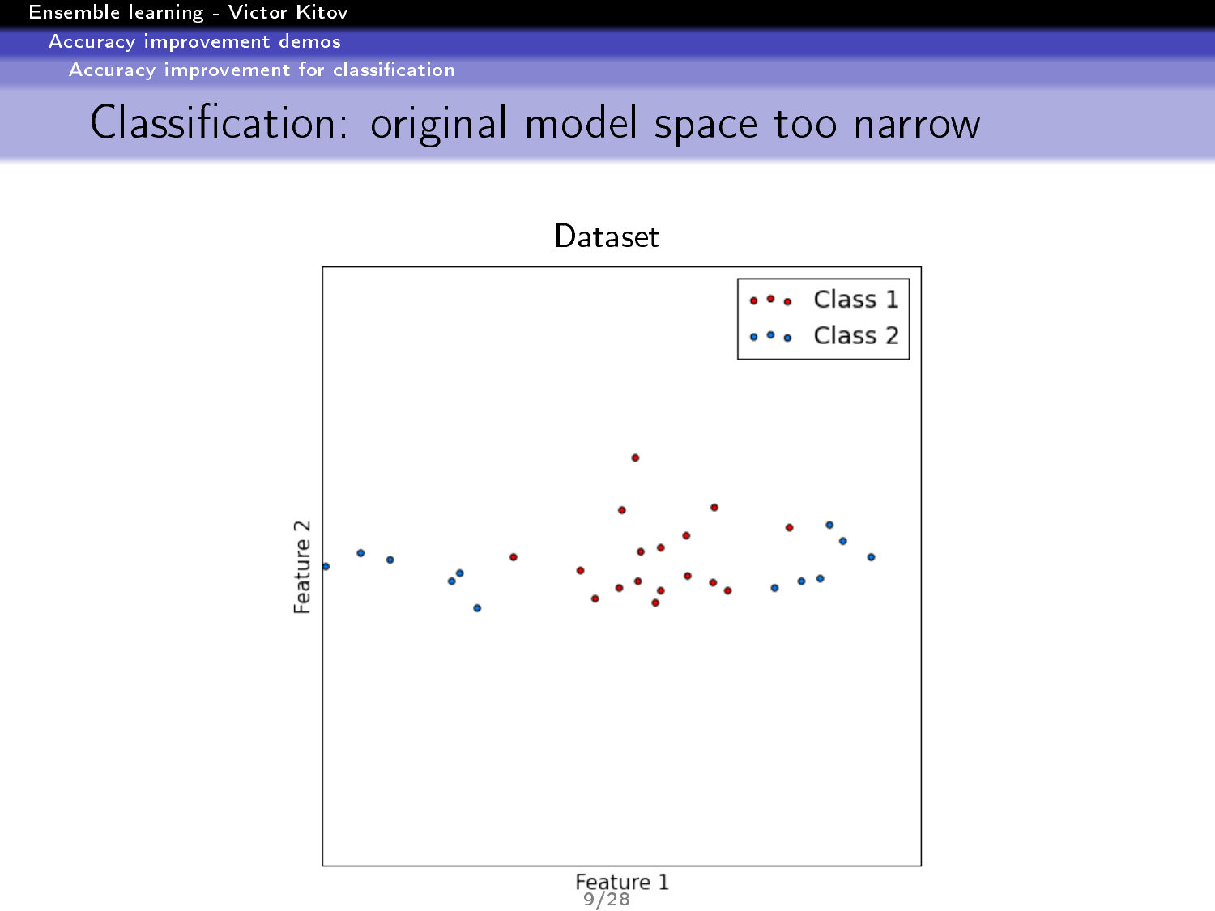# Classification: original model space too narrow

Dataset

Feature 2

Feature 1

Class 1

Class 2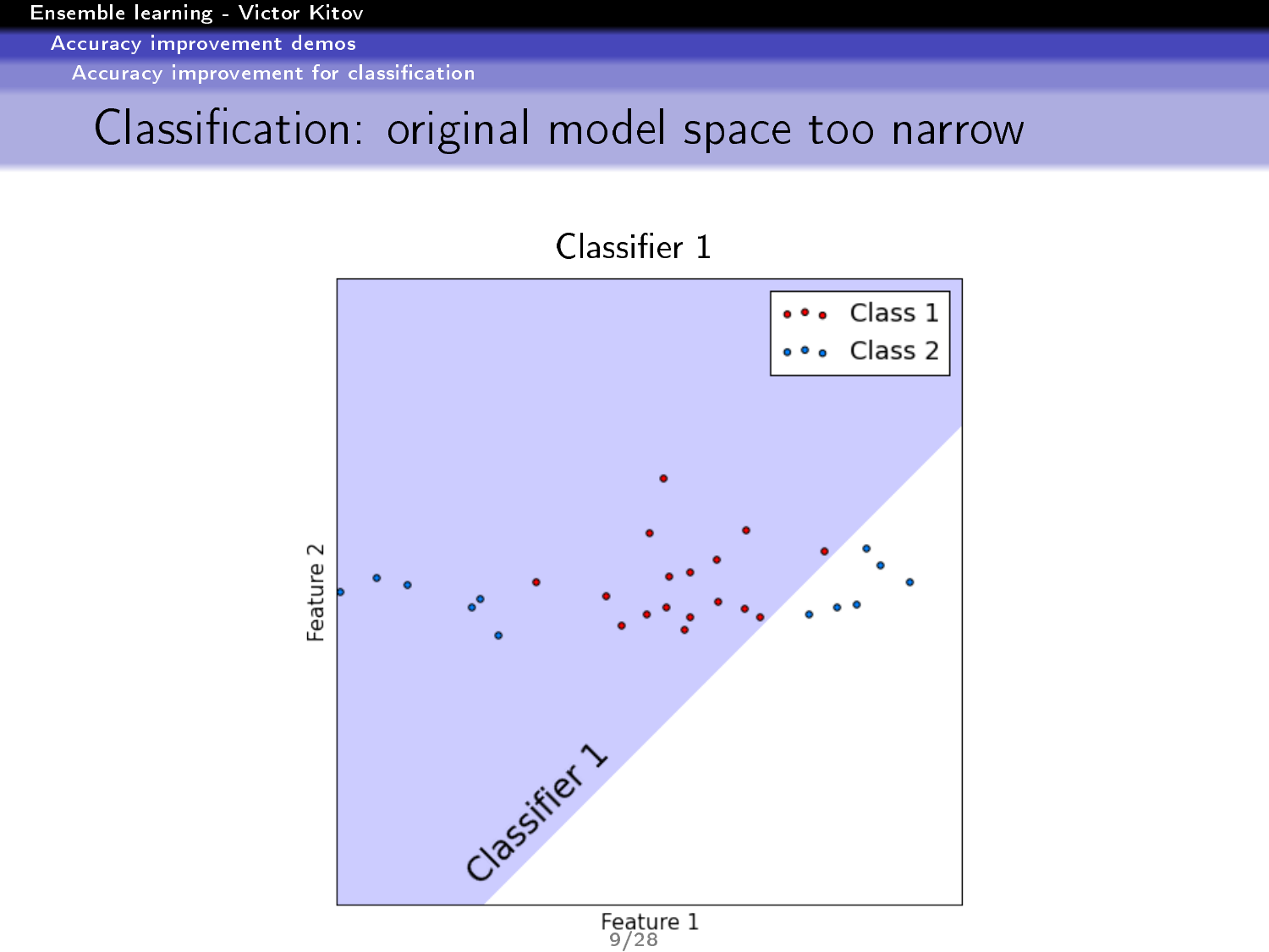# Classification: original model space too narrow

Classifier 1

Class 1

Class 2

Classifier 1

Feature 1

Feature 2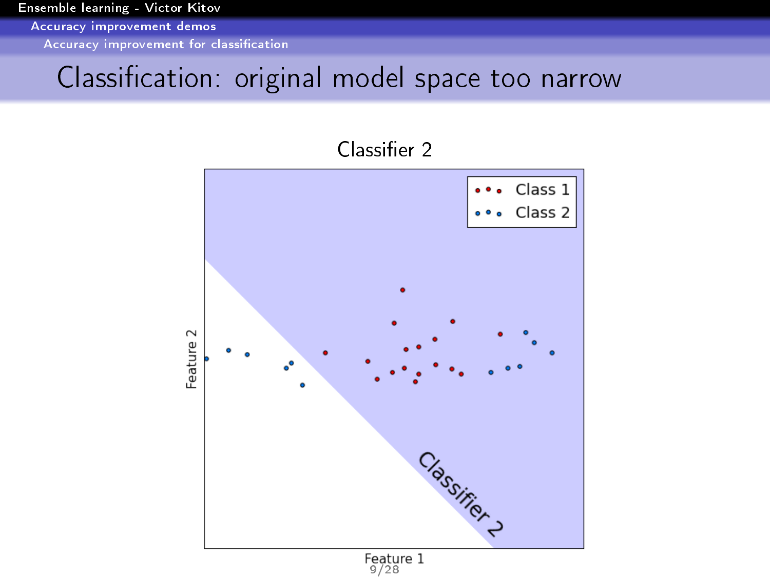# Classification: original model space too narrow

Classifier 2

Class 1

Class 2

Feature 2

Feature 1

Classifier 2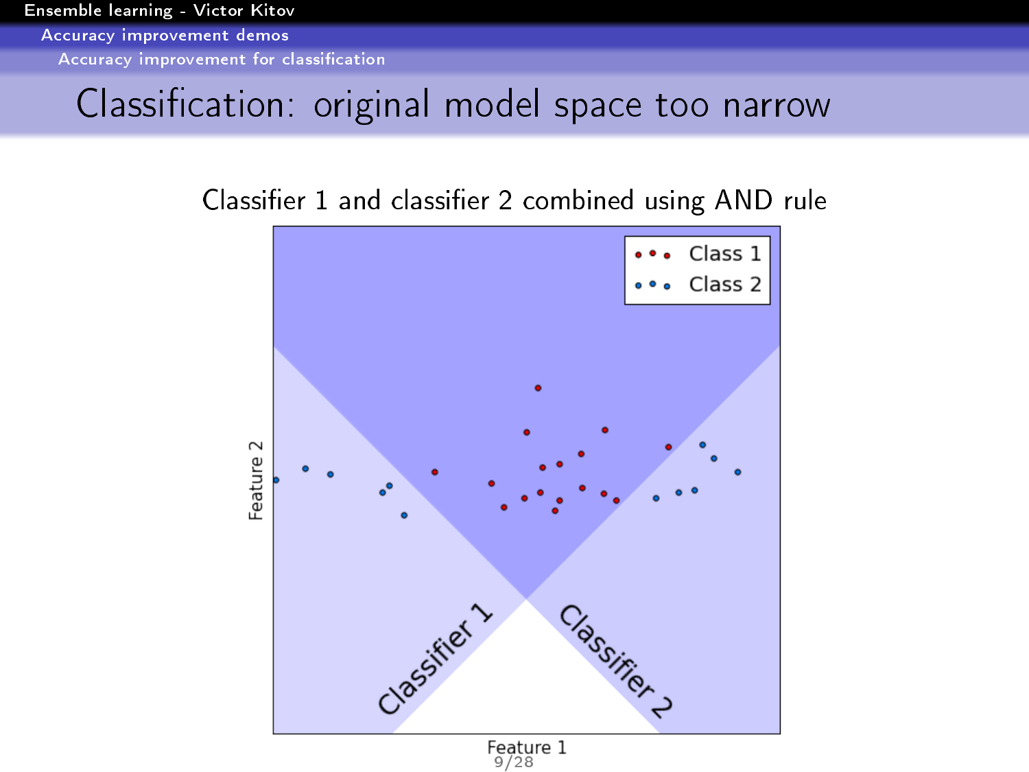# Classification: original model space too narrow

Classifier 1 and classifier 2 combined using AND rule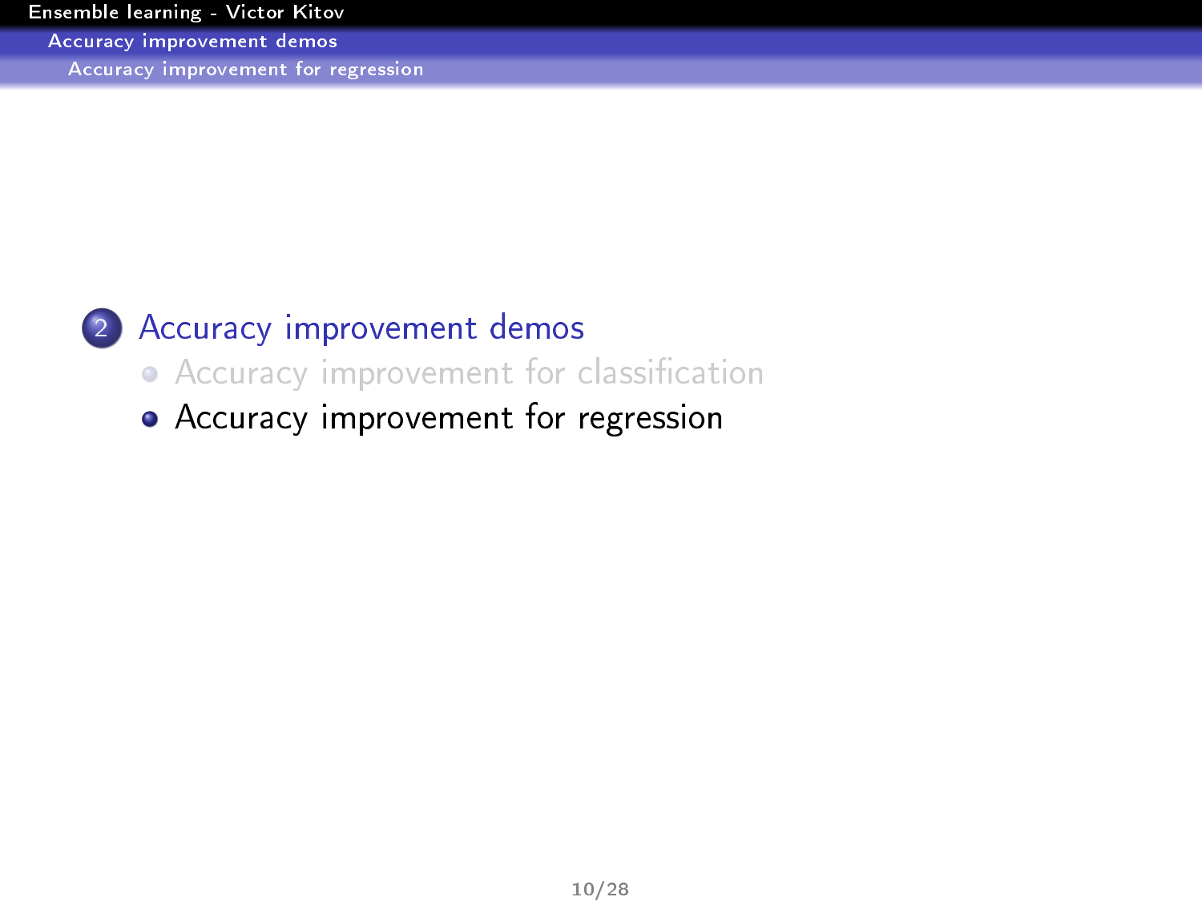2 Accuracy improvement demos

- Accuracy improvement for classification
- Accuracy improvement for regression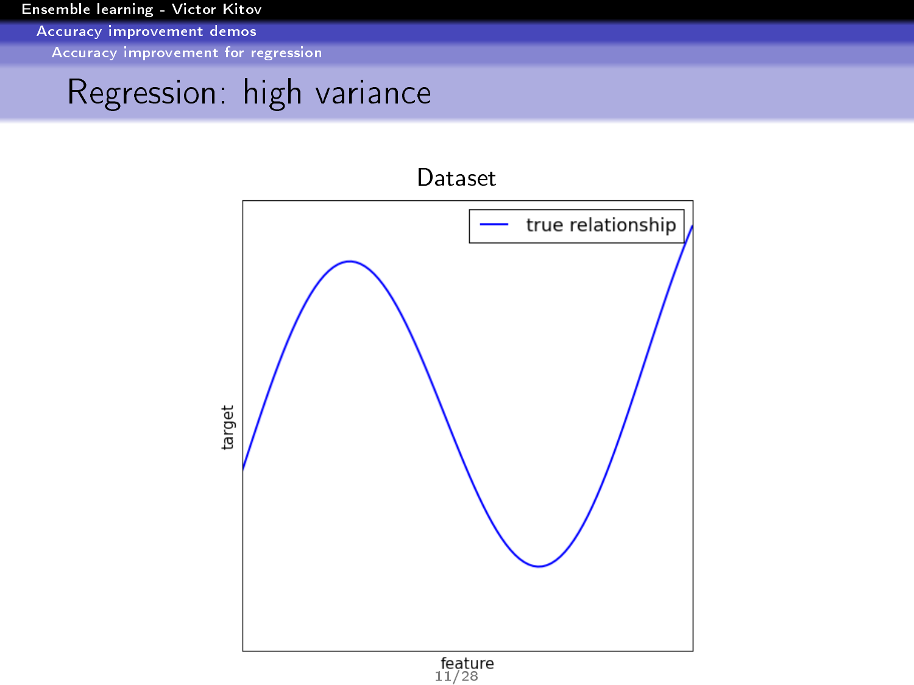# Regression: high variance

Dataset

true relationship

target

feature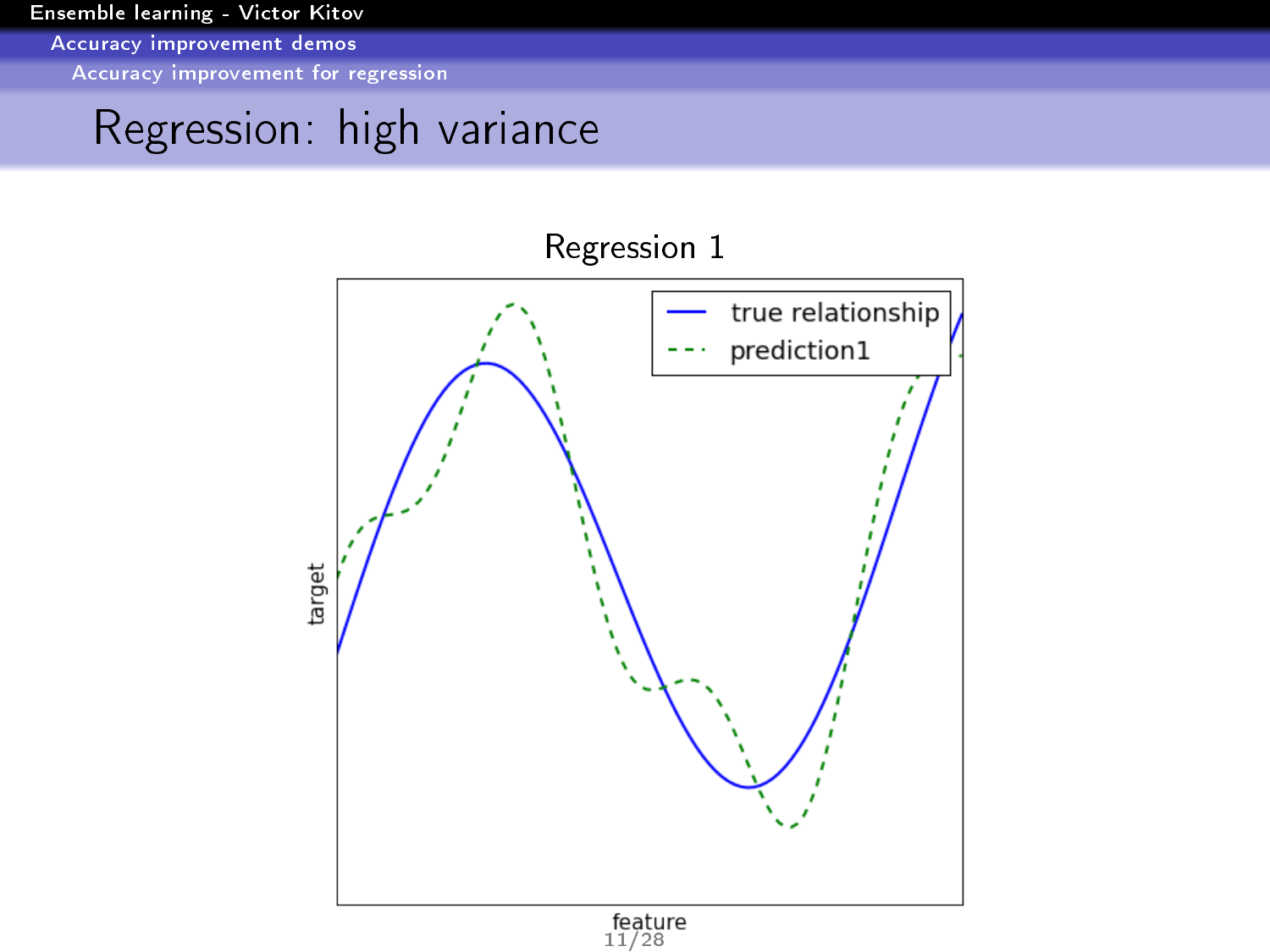# Regression: high variance

Regression 1

true relationship

prediction1

target

feature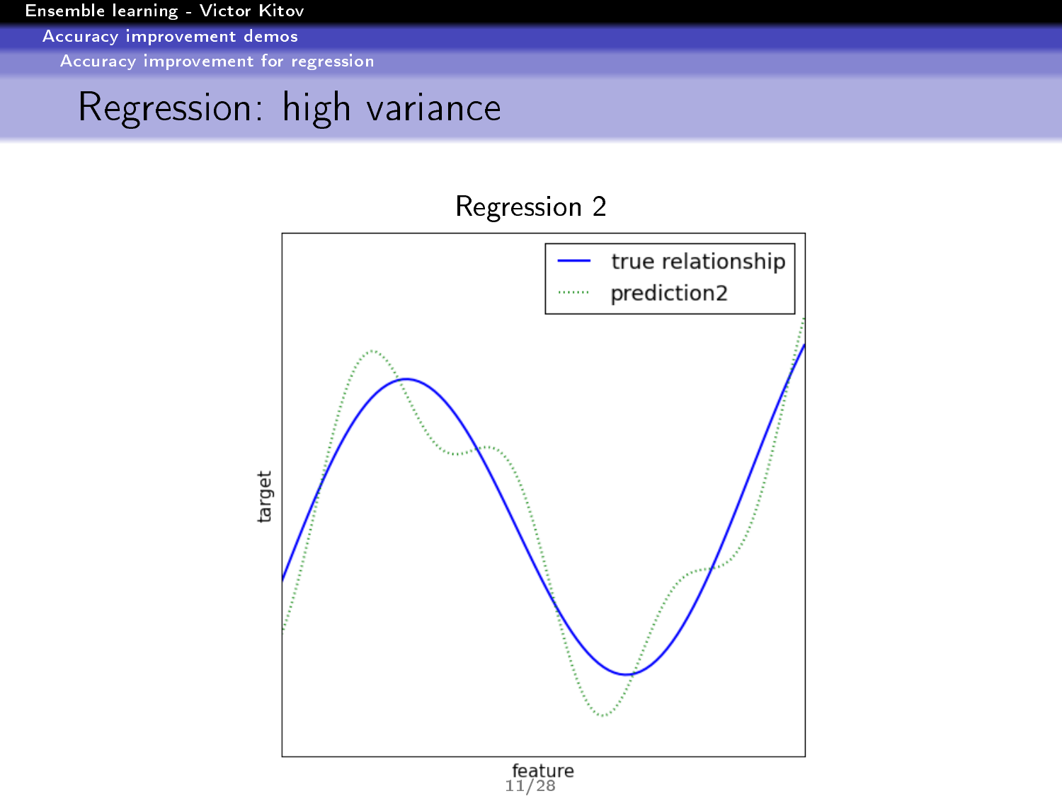# Regression: high variance

Regression 2

true relationship

prediction2

target

feature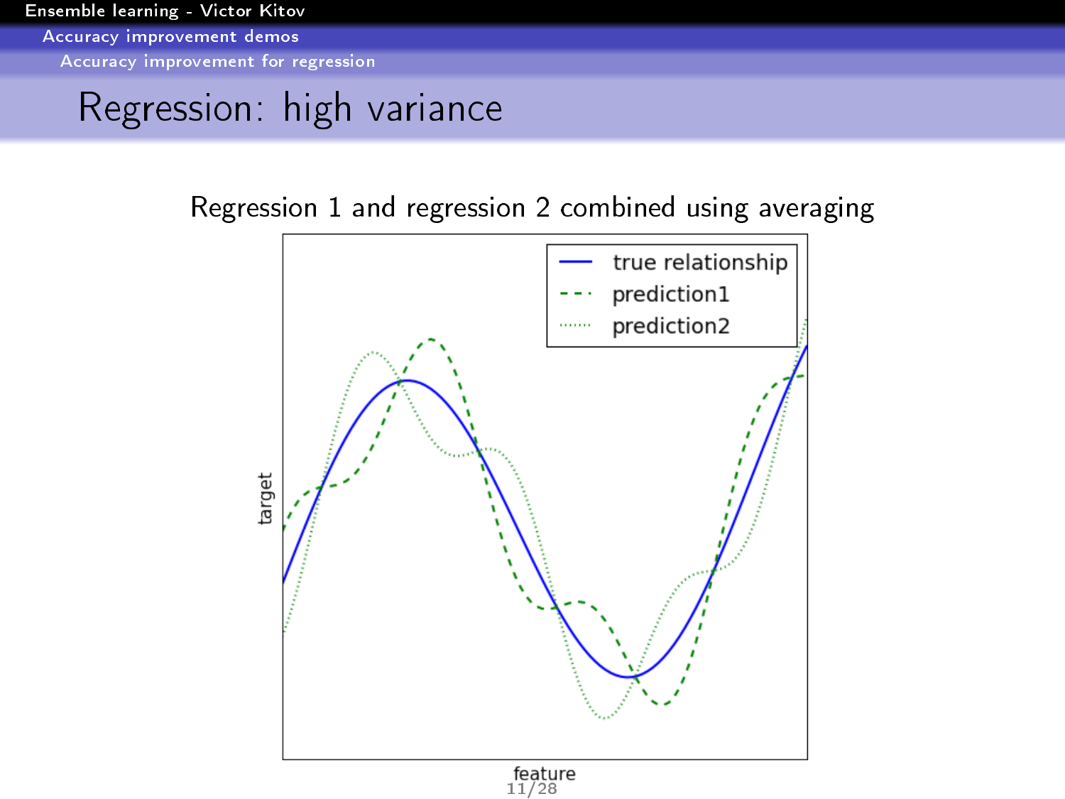# Regression: high variance

Regression 1 and regression 2 combined using averaging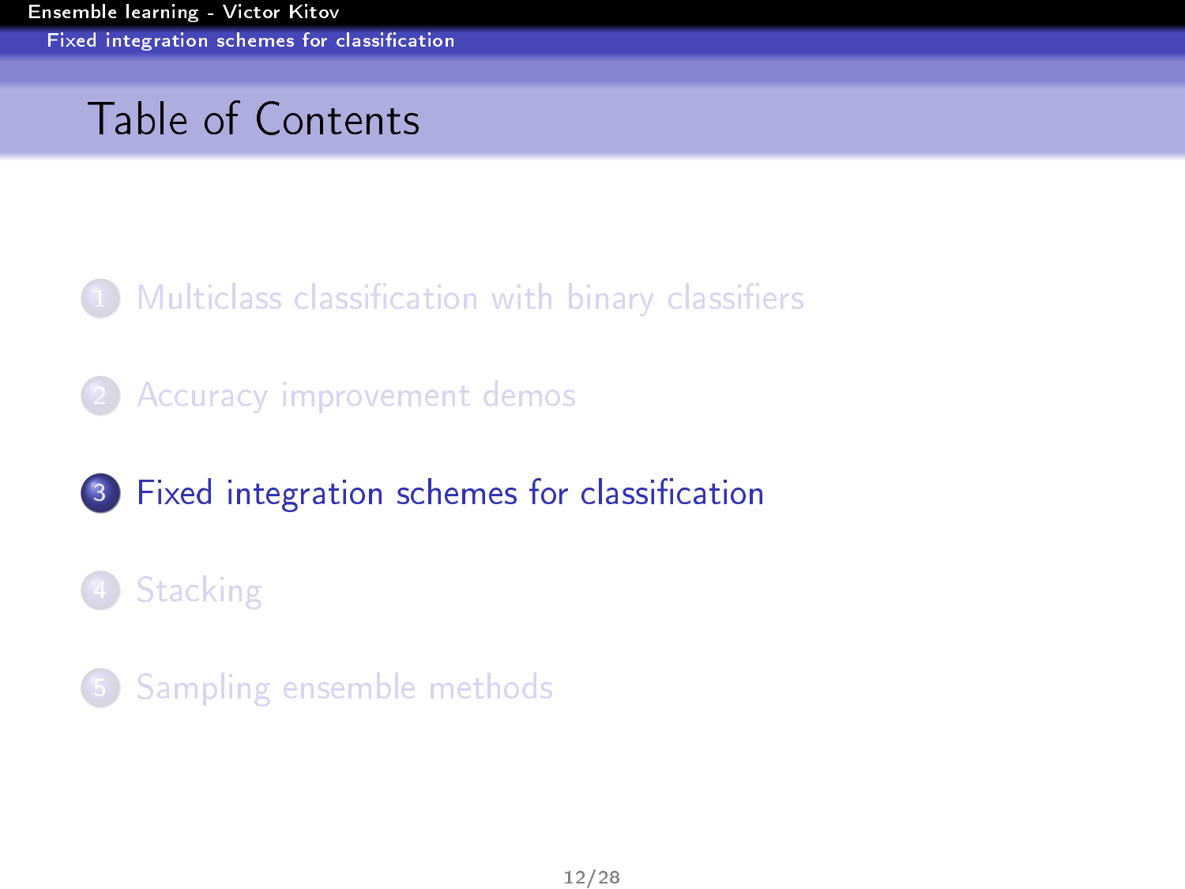# Table of Contents

1. Multiclass classification with binary classifiers
2. Accuracy improvement demos
3. Fixed integration schemes for classification
4. Stacking
5. Sampling ensemble methods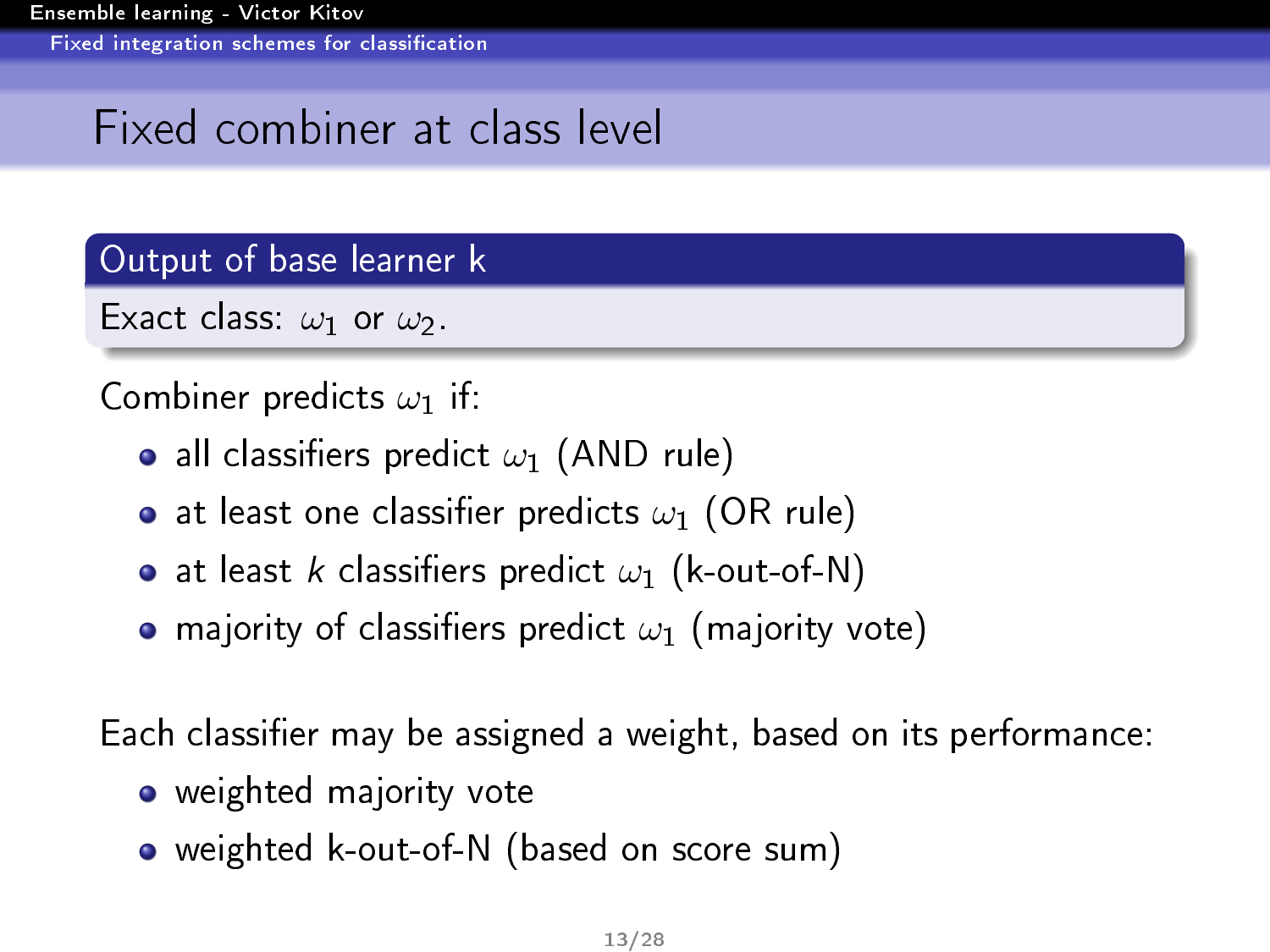# Fixed combiner at class level

**Output of base learner k**

Exact class: $\omega_1$ or $\omega_2$.

Combiner predicts $\omega_1$ if:

- all classifiers predict $\omega_1$ (AND rule)
- at least one classifier predicts $\omega_1$ (OR rule)
- at least $k$ classifiers predict $\omega_1$ (k-out-of-N)
- majority of classifiers predict $\omega_1$ (majority vote)

Each classifier may be assigned a weight, based on its performance:

- weighted majority vote
- weighted k-out-of-N (based on score sum)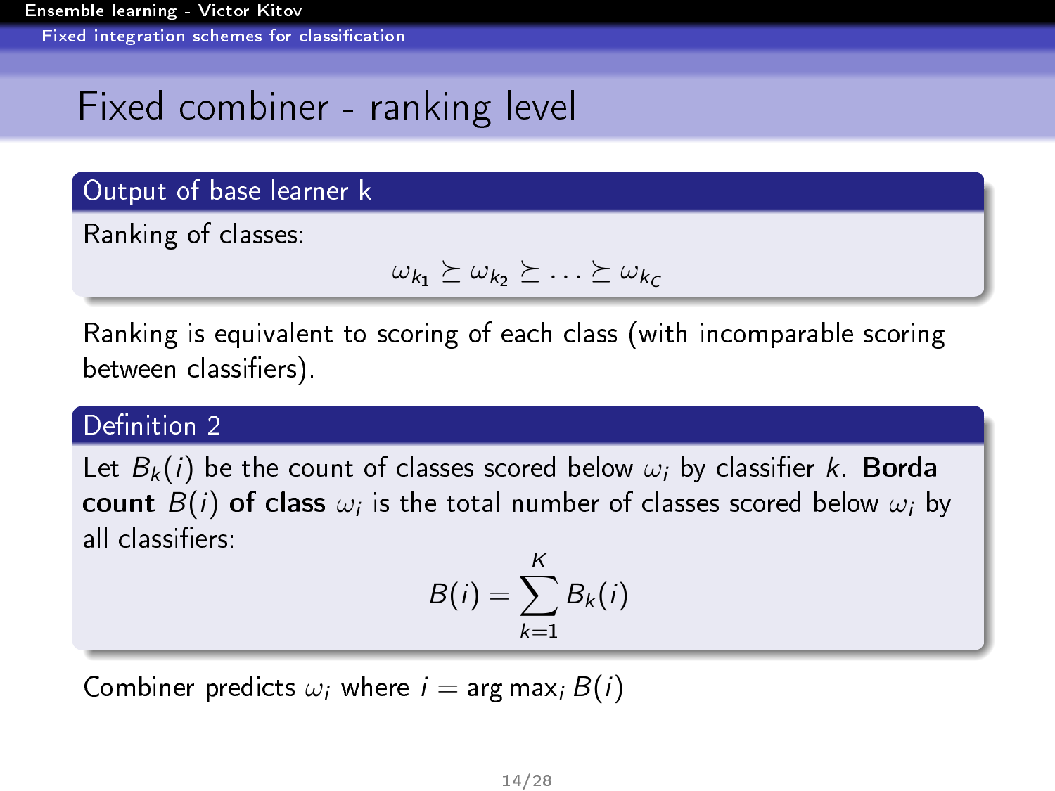# Fixed combiner - ranking level

### Output of base learner k

Ranking of classes:

$$\omega_{k_1} \succeq \omega_{k_2} \succeq \ldots \succeq \omega_{k_C}$$

Ranking is equivalent to scoring of each class (with incomparable scoring between classifiers).

### Definition 2

Let $B_k(i)$ be the count of classes scored below $\omega_i$ by classifier $k$. **Borda count $B(i)$ of class** $\omega_i$ is the total number of classes scored below $\omega_i$ by all classifiers:

$$B(i) = \sum_{k=1}^{K} B_k(i)$$

Combiner predicts $\omega_i$ where $i = \arg\max_i B(i)$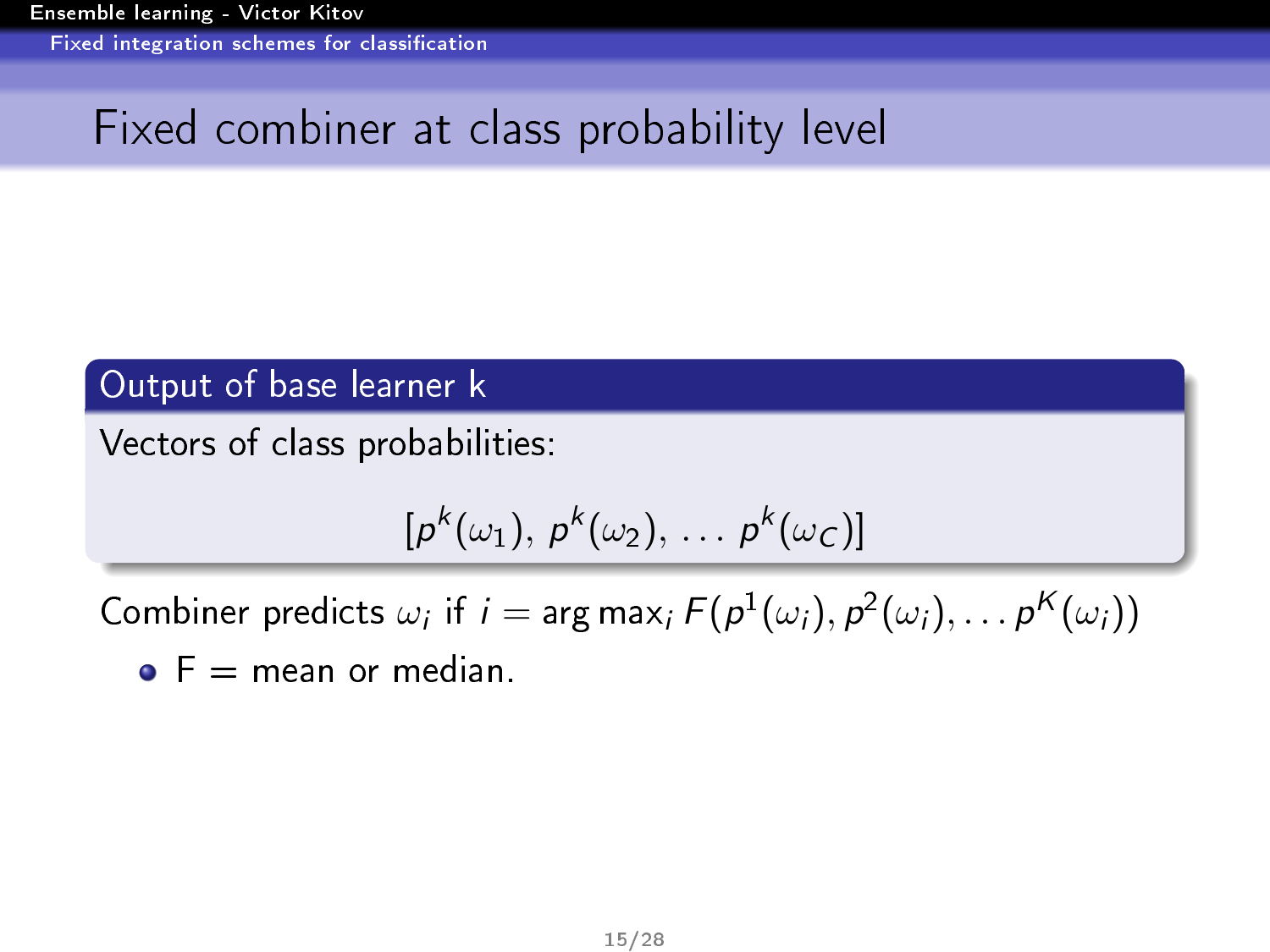# Fixed combiner at class probability level

**Output of base learner k**

Vectors of class probabilities:

$$[p^k(\omega_1),\ p^k(\omega_2),\ \dots\ p^k(\omega_C)]$$

Combiner predicts $\omega_i$ if $i = \arg\max_i F(p^1(\omega_i), p^2(\omega_i), \dots p^K(\omega_i))$

- F = mean or median.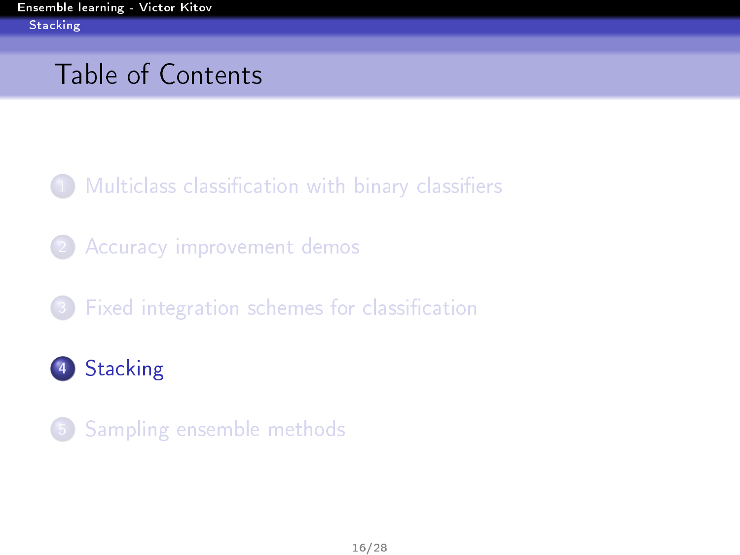# Table of Contents

1. Multiclass classification with binary classifiers
2. Accuracy improvement demos
3. Fixed integration schemes for classification
4. **Stacking**
5. Sampling ensemble methods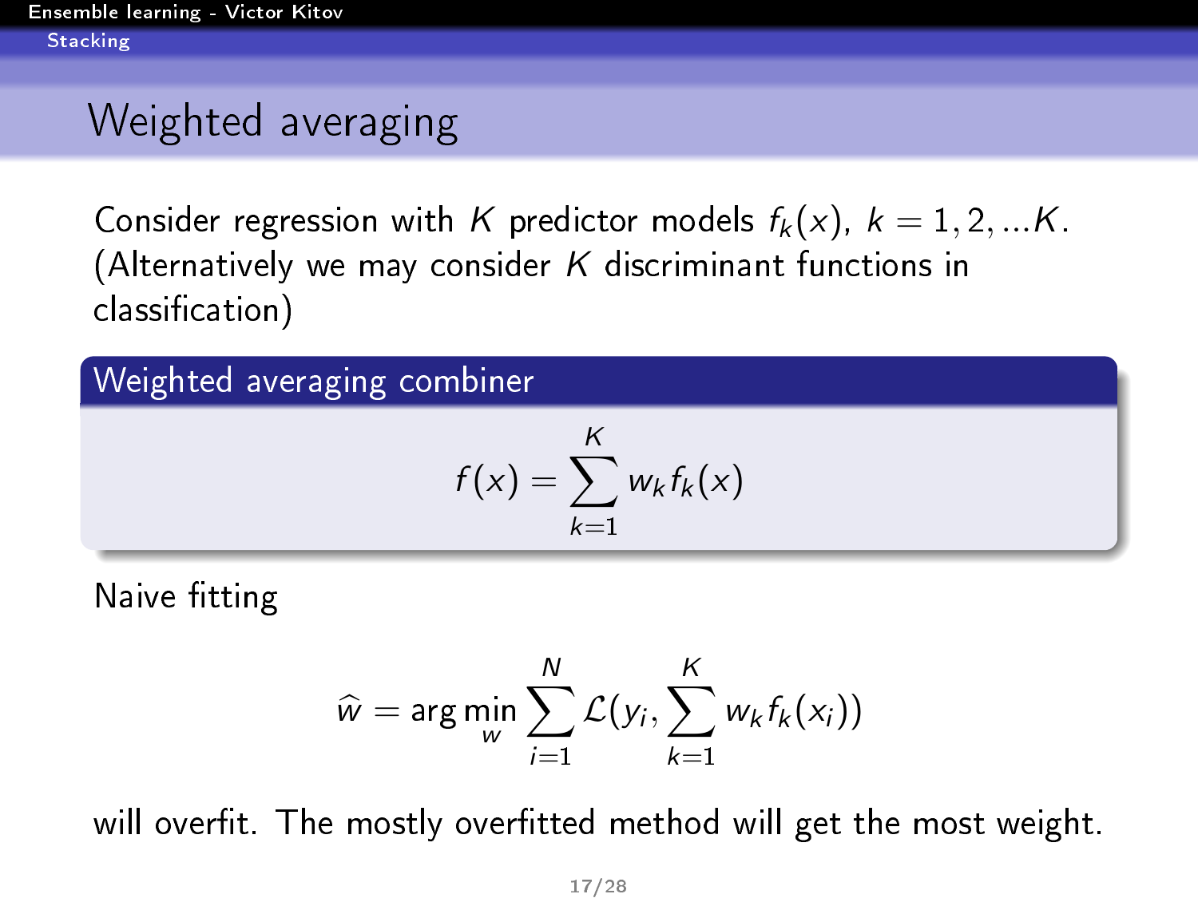# Weighted averaging

Consider regression with $K$ predictor models $f_k(x)$, $k = 1, 2, ...K$. (Alternatively we may consider $K$ discriminant functions in classification)

**Weighted averaging combiner**

$$f(x) = \sum_{k=1}^{K} w_k f_k(x)$$

Naive fitting

$$\widehat{w} = \arg\min_{w} \sum_{i=1}^{N} \mathcal{L}(y_i, \sum_{k=1}^{K} w_k f_k(x_i))$$

will overfit. The mostly overfitted method will get the most weight.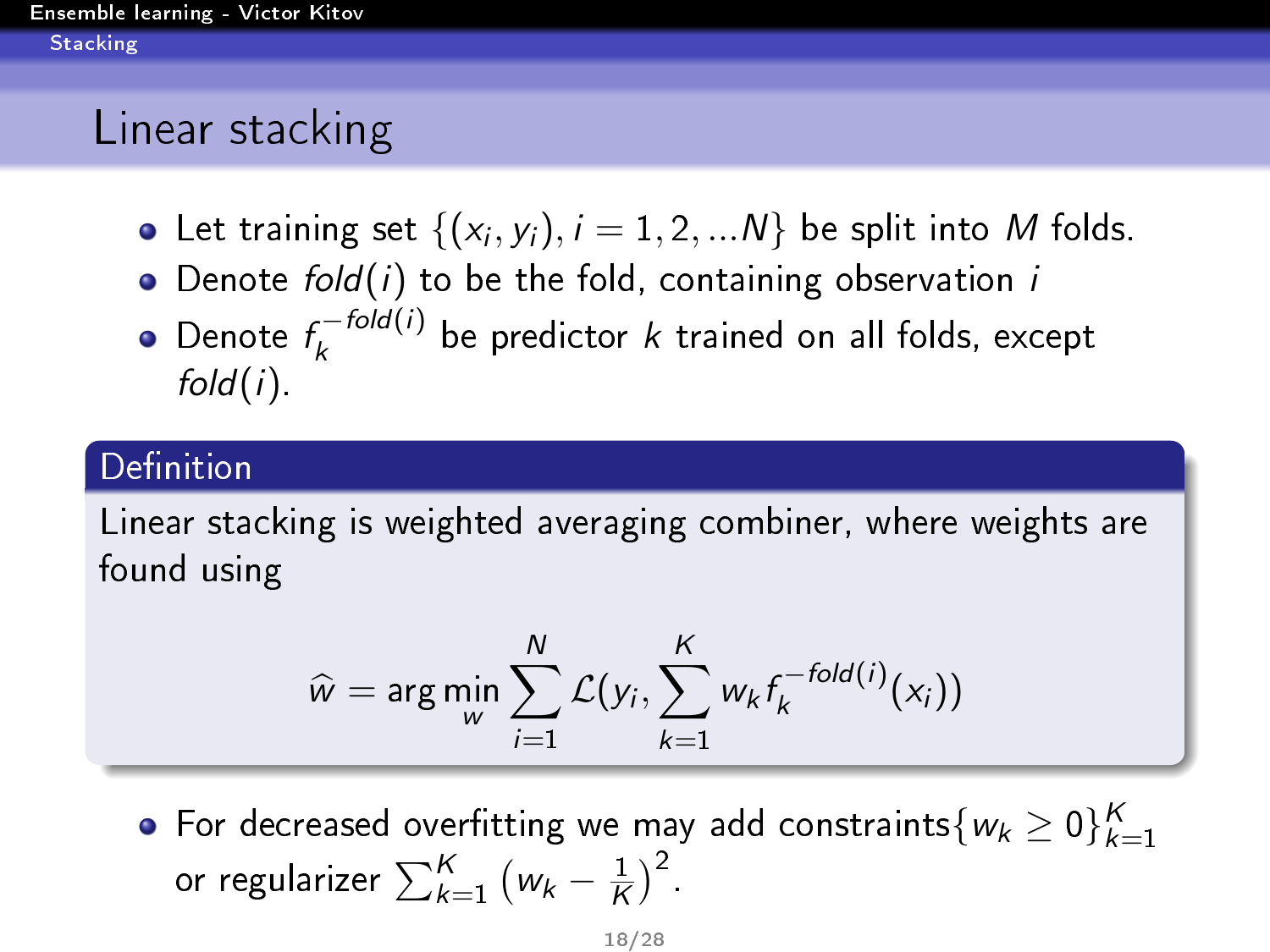# Linear stacking

- Let training set $\{(x_i, y_i), i = 1, 2, ...N\}$ be split into $M$ folds.
- Denote $fold(i)$ to be the fold, containing observation $i$
- Denote $f_k^{-fold(i)}$ be predictor $k$ trained on all folds, except $fold(i)$.

**Definition**

Linear stacking is weighted averaging combiner, where weights are found using

$$\widehat{w} = \arg\min_w \sum_{i=1}^{N} \mathcal{L}(y_i, \sum_{k=1}^{K} w_k f_k^{-fold(i)}(x_i))$$

- For decreased overfitting we may add constraints$\{w_k \geq 0\}_{k=1}^{K}$ or regularizer $\sum_{k=1}^{K} \left(w_k - \frac{1}{K}\right)^2$.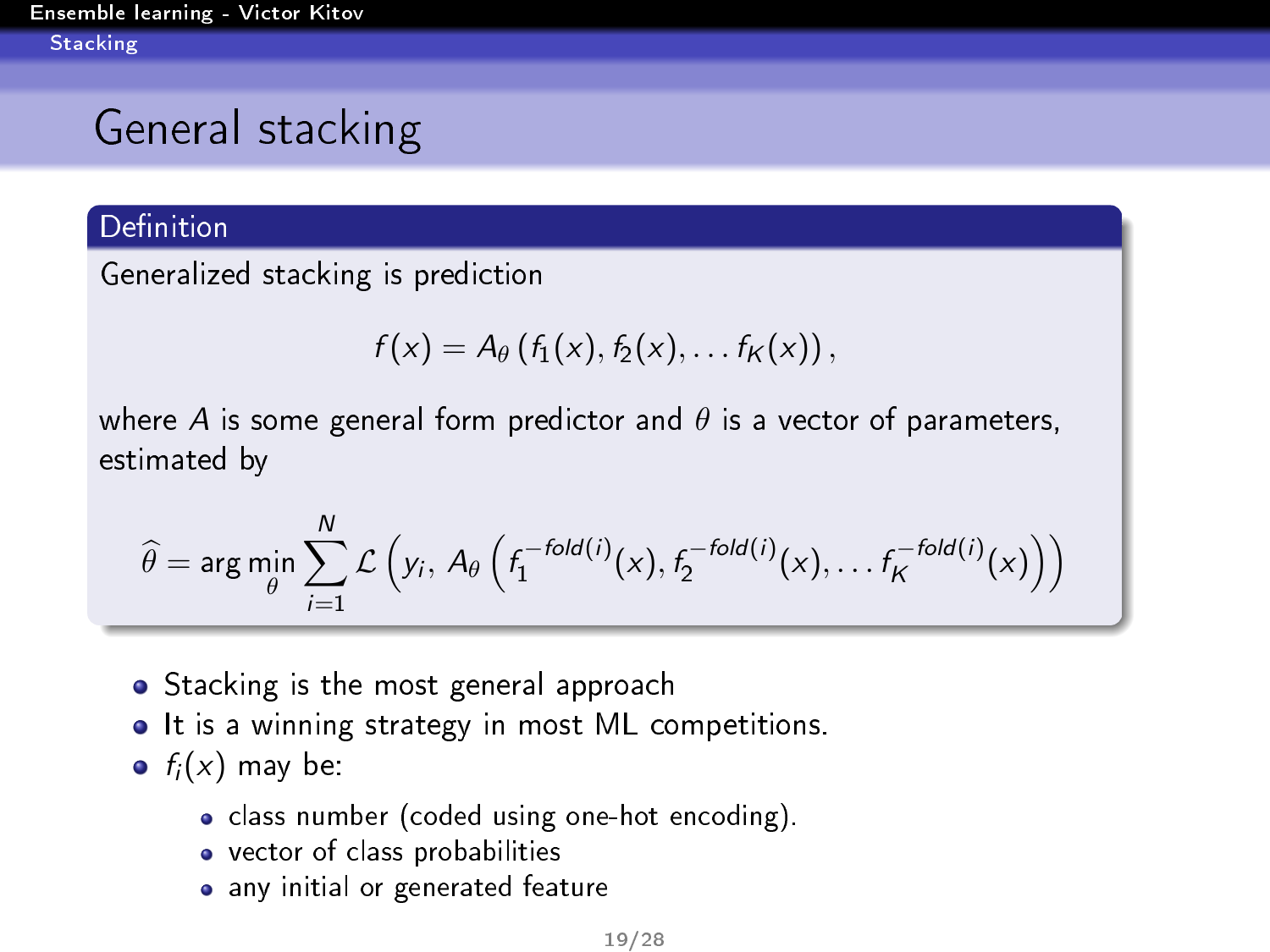# General stacking

**Definition**

Generalized stacking is prediction

$$f(x) = A_\theta \left( f_1(x), f_2(x), \dots f_K(x) \right),$$

where $A$ is some general form predictor and $\theta$ is a vector of parameters, estimated by

$$\widehat{\theta} = \arg\min_\theta \sum_{i=1}^{N} \mathcal{L}\left( y_i,\, A_\theta \left( f_1^{-fold(i)}(x), f_2^{-fold(i)}(x), \dots f_K^{-fold(i)}(x) \right) \right)$$

- Stacking is the most general approach
- It is a winning strategy in most ML competitions.
- $f_i(x)$ may be:
  - class number (coded using one-hot encoding).
  - vector of class probabilities
  - any initial or generated feature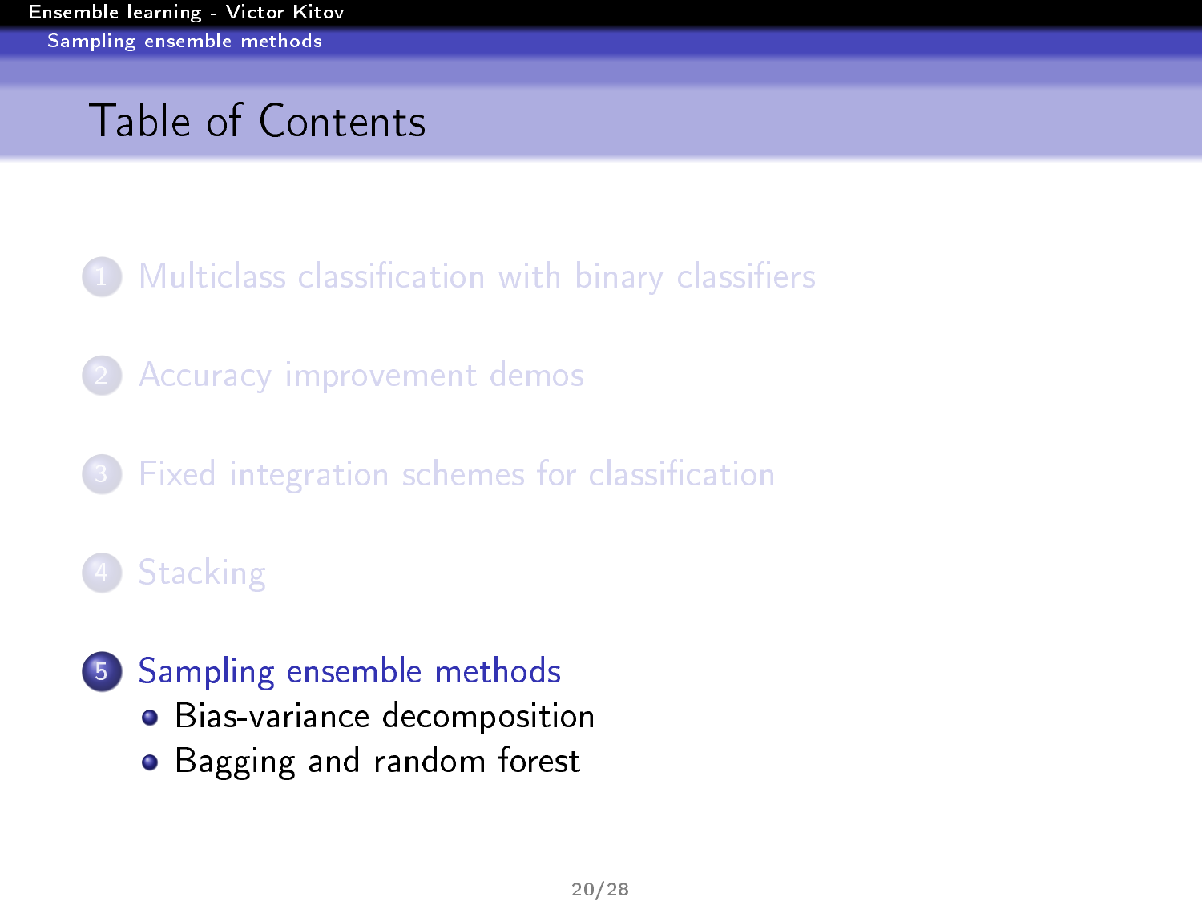# Table of Contents

1. Multiclass classification with binary classifiers

2. Accuracy improvement demos

3. Fixed integration schemes for classification

4. Stacking

5. Sampling ensemble methods
   - Bias-variance decomposition
   - Bagging and random forest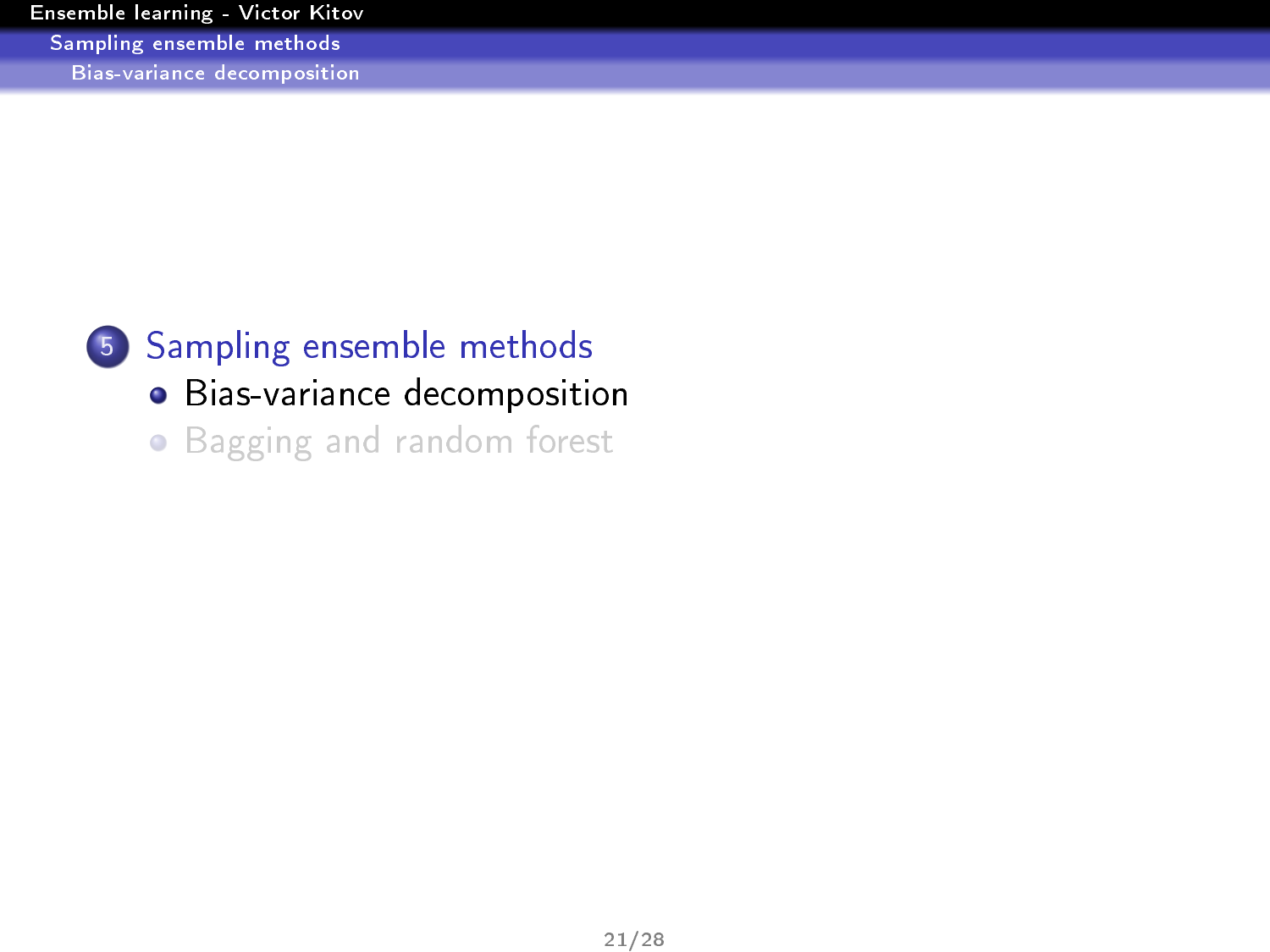5. Sampling ensemble methods
   - Bias-variance decomposition
   - Bagging and random forest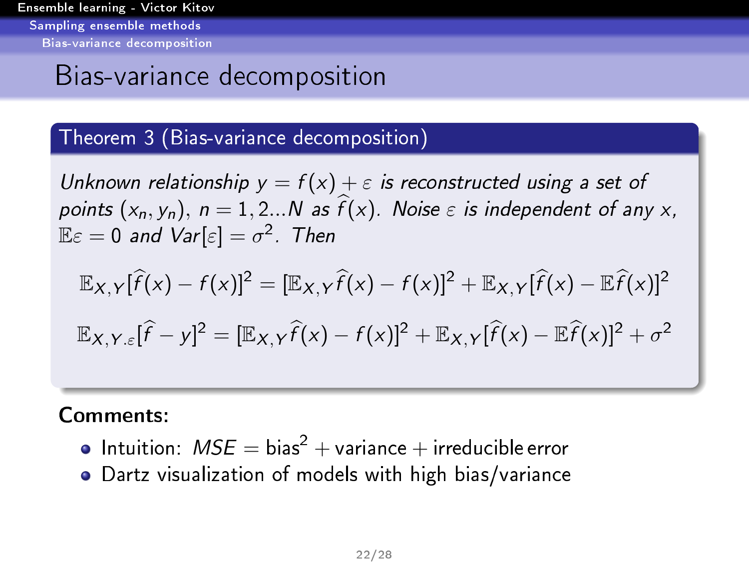# Bias-variance decomposition

## Theorem 3 (Bias-variance decomposition)

*Unknown relationship* $y = f(x) + \varepsilon$ *is reconstructed using a set of points* $(x_n, y_n)$, $n = 1, 2...N$ *as* $\widehat{f}(x)$. *Noise* $\varepsilon$ *is independent of any* $x$, $\mathbb{E}\varepsilon = 0$ *and* $Var[\varepsilon] = \sigma^2$. *Then*

$$\mathbb{E}_{X,Y}[\widehat{f}(x) - f(x)]^2 = [\mathbb{E}_{X,Y}\widehat{f}(x) - f(x)]^2 + \mathbb{E}_{X,Y}[\widehat{f}(x) - \mathbb{E}\widehat{f}(x)]^2$$

$$\mathbb{E}_{X,Y.\varepsilon}[\widehat{f} - y]^2 = [\mathbb{E}_{X,Y}\widehat{f}(x) - f(x)]^2 + \mathbb{E}_{X,Y}[\widehat{f}(x) - \mathbb{E}\widehat{f}(x)]^2 + \sigma^2$$

**Comments:**

- Intuition: $MSE = \text{bias}^2 + \text{variance} + \text{irreducible error}$
- Dartz visualization of models with high bias/variance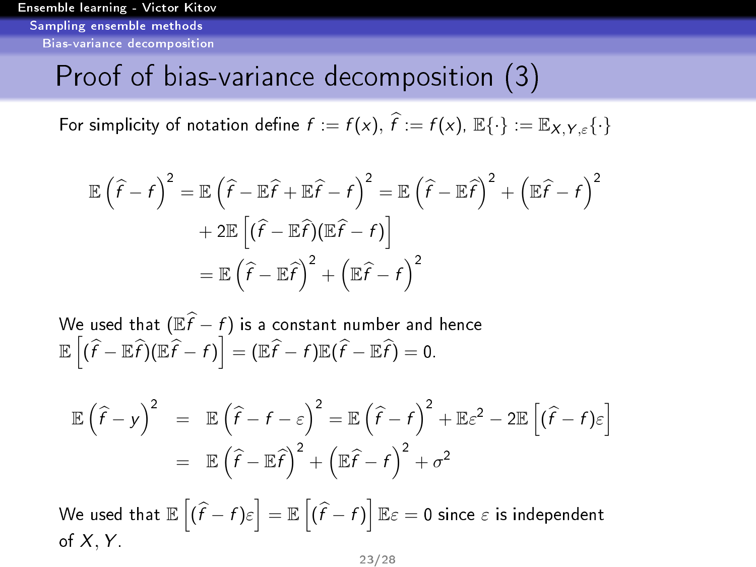# Proof of bias-variance decomposition (3)

For simplicity of notation define $f := f(x)$, $\widehat{f} := f(x)$, $\mathbb{E}\{\cdot\} := \mathbb{E}_{X,Y,\varepsilon}\{\cdot\}$

$$
\begin{aligned}
\mathbb{E}\left(\widehat{f}-f\right)^2 = \mathbb{E}\left(\widehat{f}-\mathbb{E}\widehat{f}+\mathbb{E}\widehat{f}-f\right)^2 &= \mathbb{E}\left(\widehat{f}-\mathbb{E}\widehat{f}\right)^2+\left(\mathbb{E}\widehat{f}-f\right)^2 \\
&+ 2\mathbb{E}\left[(\widehat{f}-\mathbb{E}\widehat{f})(\mathbb{E}\widehat{f}-f)\right] \\
&= \mathbb{E}\left(\widehat{f}-\mathbb{E}\widehat{f}\right)^2+\left(\mathbb{E}\widehat{f}-f\right)^2
\end{aligned}
$$

We used that $(\mathbb{E}\widehat{f}-f)$ is a constant number and hence $\mathbb{E}\left[(\widehat{f}-\mathbb{E}\widehat{f})(\mathbb{E}\widehat{f}-f)\right] = (\mathbb{E}\widehat{f}-f)\mathbb{E}(\widehat{f}-\mathbb{E}\widehat{f}) = 0.$

$$
\begin{aligned}
\mathbb{E}\left(\widehat{f}-y\right)^2 &= \mathbb{E}\left(\widehat{f}-f-\varepsilon\right)^2 = \mathbb{E}\left(\widehat{f}-f\right)^2 + \mathbb{E}\varepsilon^2 - 2\mathbb{E}\left[(\widehat{f}-f)\varepsilon\right] \\
&= \mathbb{E}\left(\widehat{f}-\mathbb{E}\widehat{f}\right)^2+\left(\mathbb{E}\widehat{f}-f\right)^2+\sigma^2
\end{aligned}
$$

We used that $\mathbb{E}\left[(\widehat{f}-f)\varepsilon\right] = \mathbb{E}\left[(\widehat{f}-f)\right]\mathbb{E}\varepsilon = 0$ since $\varepsilon$ is independent of $X, Y$.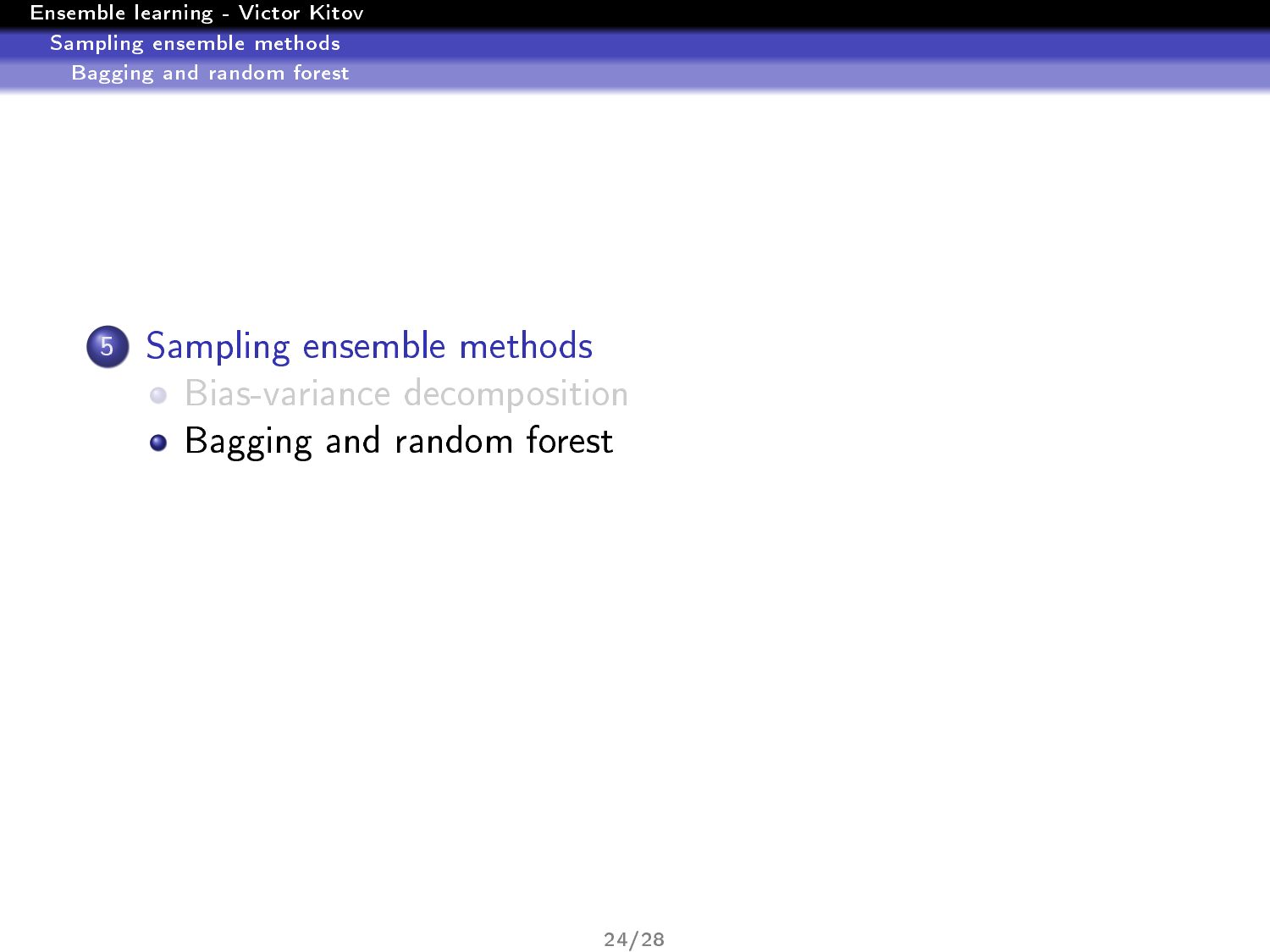5. Sampling ensemble methods
   - Bias-variance decomposition
   - Bagging and random forest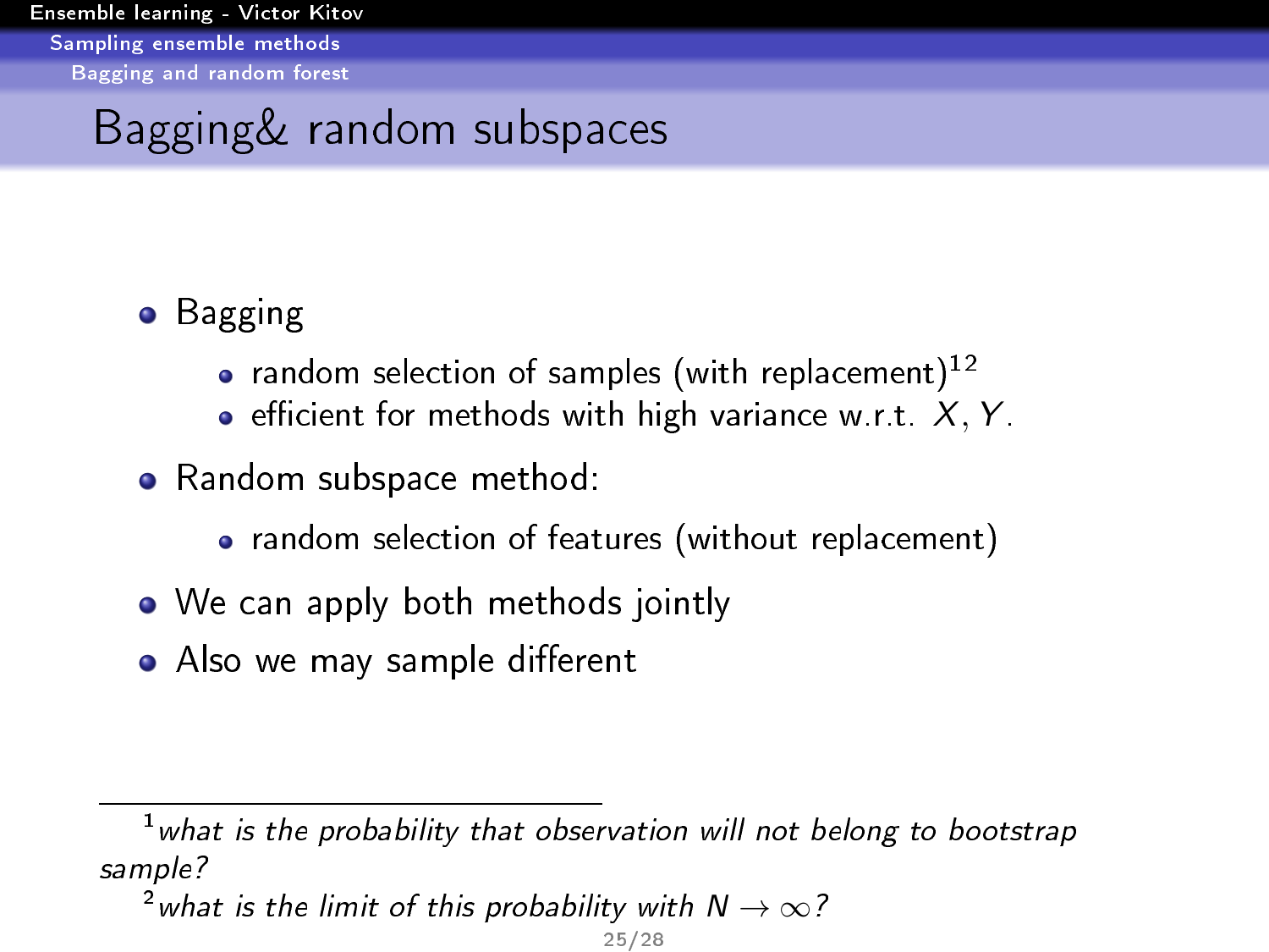# Bagging& random subspaces

- Bagging
  - random selection of samples (with replacement)[1][2]
  - efficient for methods with high variance w.r.t. $X, Y$.
- Random subspace method:
  - random selection of features (without replacement)
- We can apply both methods jointly
- Also we may sample different

---

[1] *what is the probability that observation will not belong to bootstrap sample?*

[2] *what is the limit of this probability with* $N \to \infty$*?*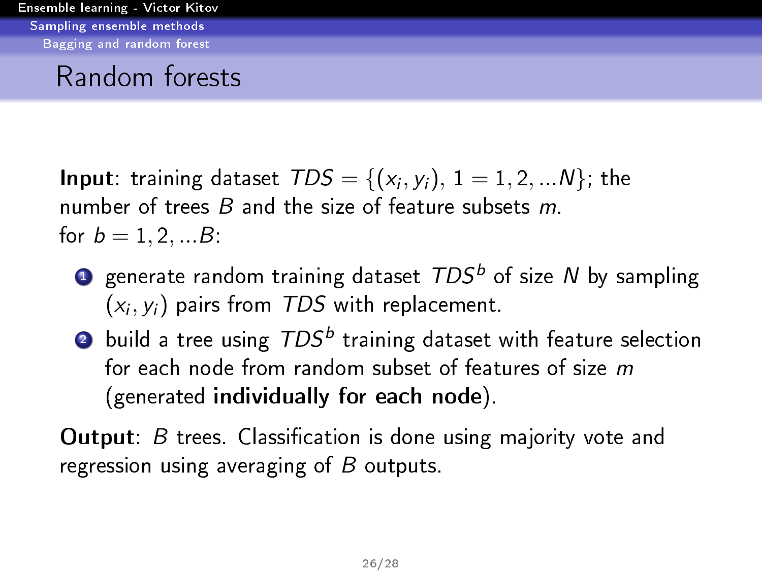# Random forests

**Input**: training dataset $TDS = \{(x_i, y_i), 1 = 1, 2, ...N\}$; the number of trees $B$ and the size of feature subsets $m$.

for $b = 1, 2, ...B$:

1. generate random training dataset $TDS^b$ of size $N$ by sampling $(x_i, y_i)$ pairs from $TDS$ with replacement.
2. build a tree using $TDS^b$ training dataset with feature selection for each node from random subset of features of size $m$ (generated **individually for each node**).

**Output**: $B$ trees. Classification is done using majority vote and regression using averaging of $B$ outputs.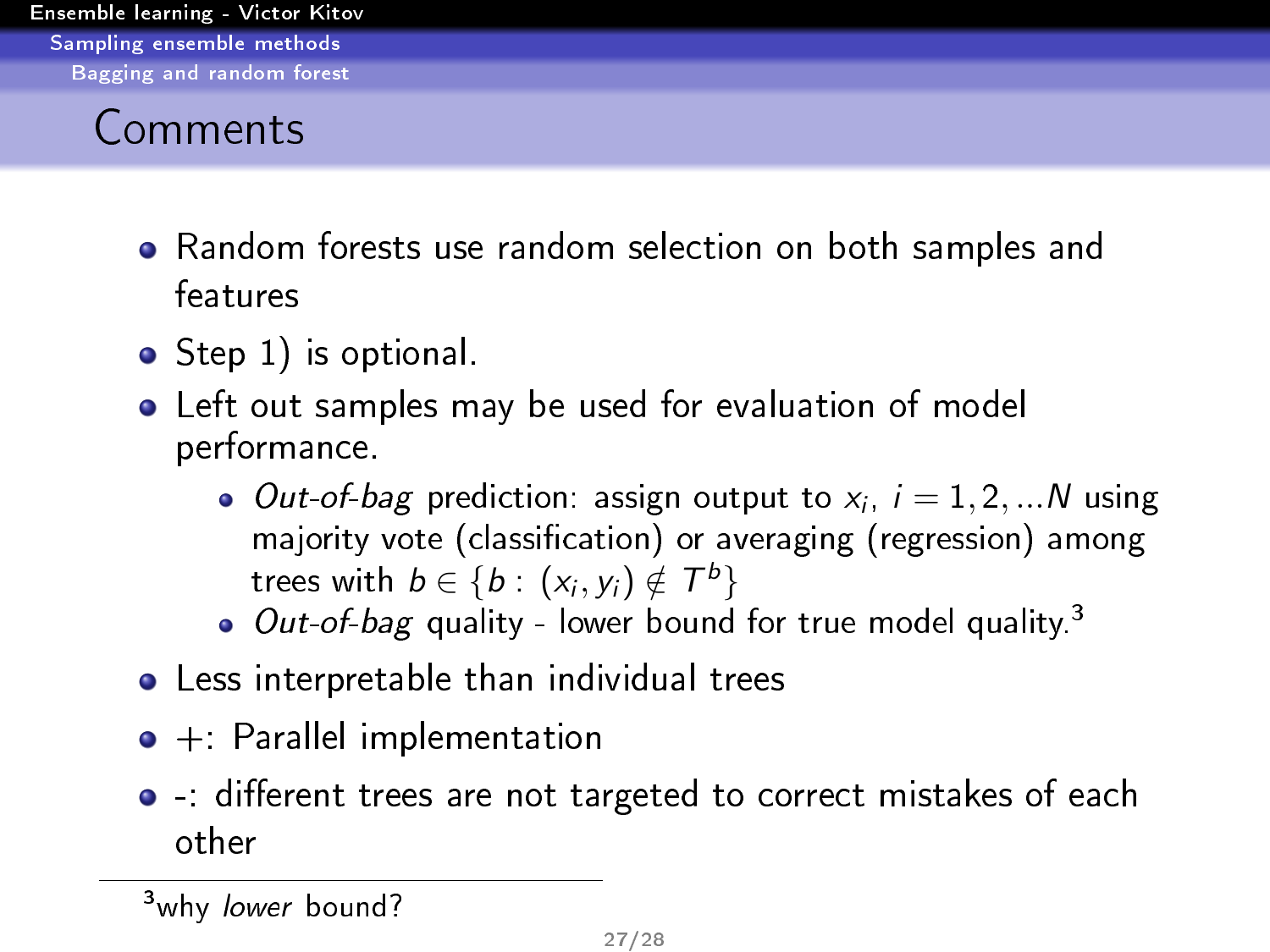# Comments

- Random forests use random selection on both samples and features
- Step 1) is optional.
- Left out samples may be used for evaluation of model performance.
  - *Out-of-bag* prediction: assign output to $x_i$, $i = 1, 2, ...N$ using majority vote (classification) or averaging (regression) among trees with $b \in \{b : (x_i, y_i) \notin T^b\}$
  - *Out-of-bag* quality - lower bound for true model quality.[3]
- Less interpretable than individual trees
- +: Parallel implementation
- -: different trees are not targeted to correct mistakes of each other

---

[3] why *lower* bound?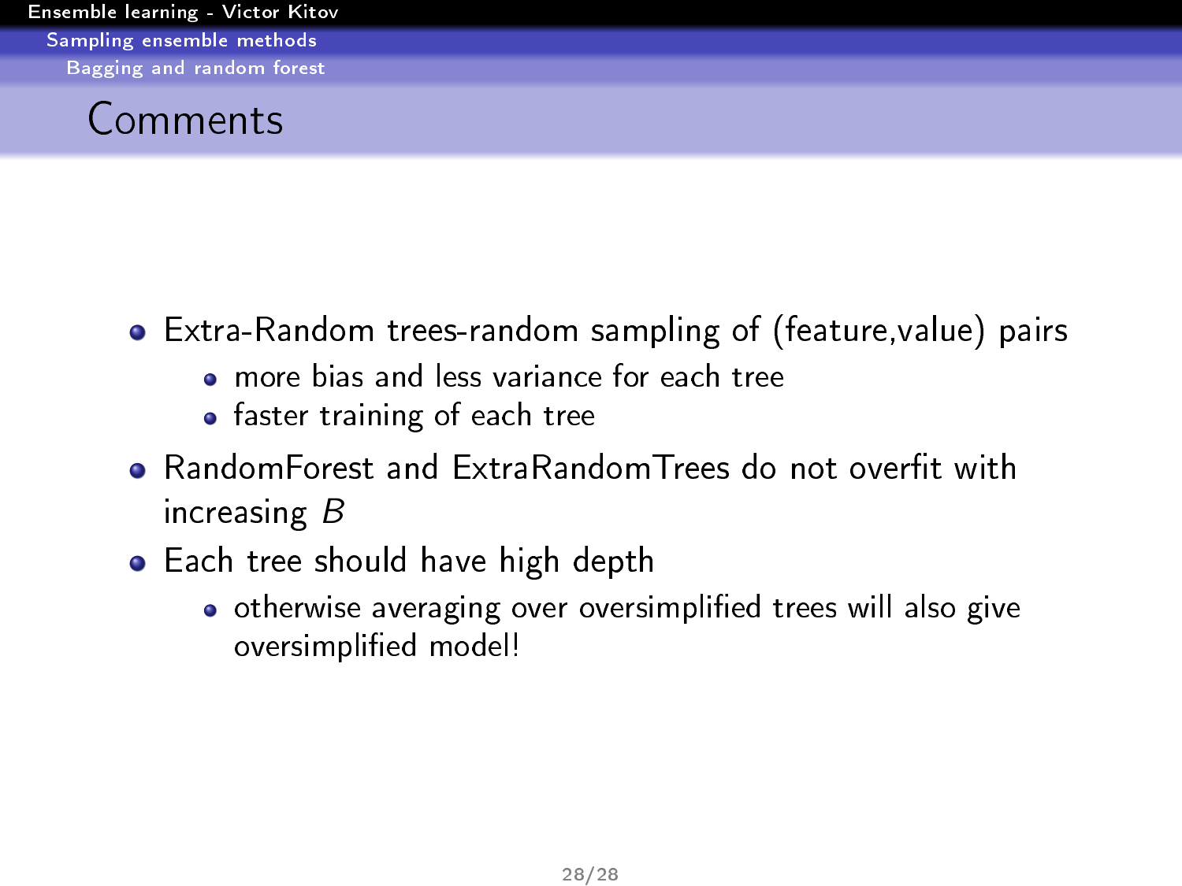## Comments

- Extra-Random trees-random sampling of (feature,value) pairs
  - more bias and less variance for each tree
  - faster training of each tree
- RandomForest and ExtraRandomTrees do not overfit with increasing $B$
- Each tree should have high depth
  - otherwise averaging over oversimplified trees will also give oversimplified model!